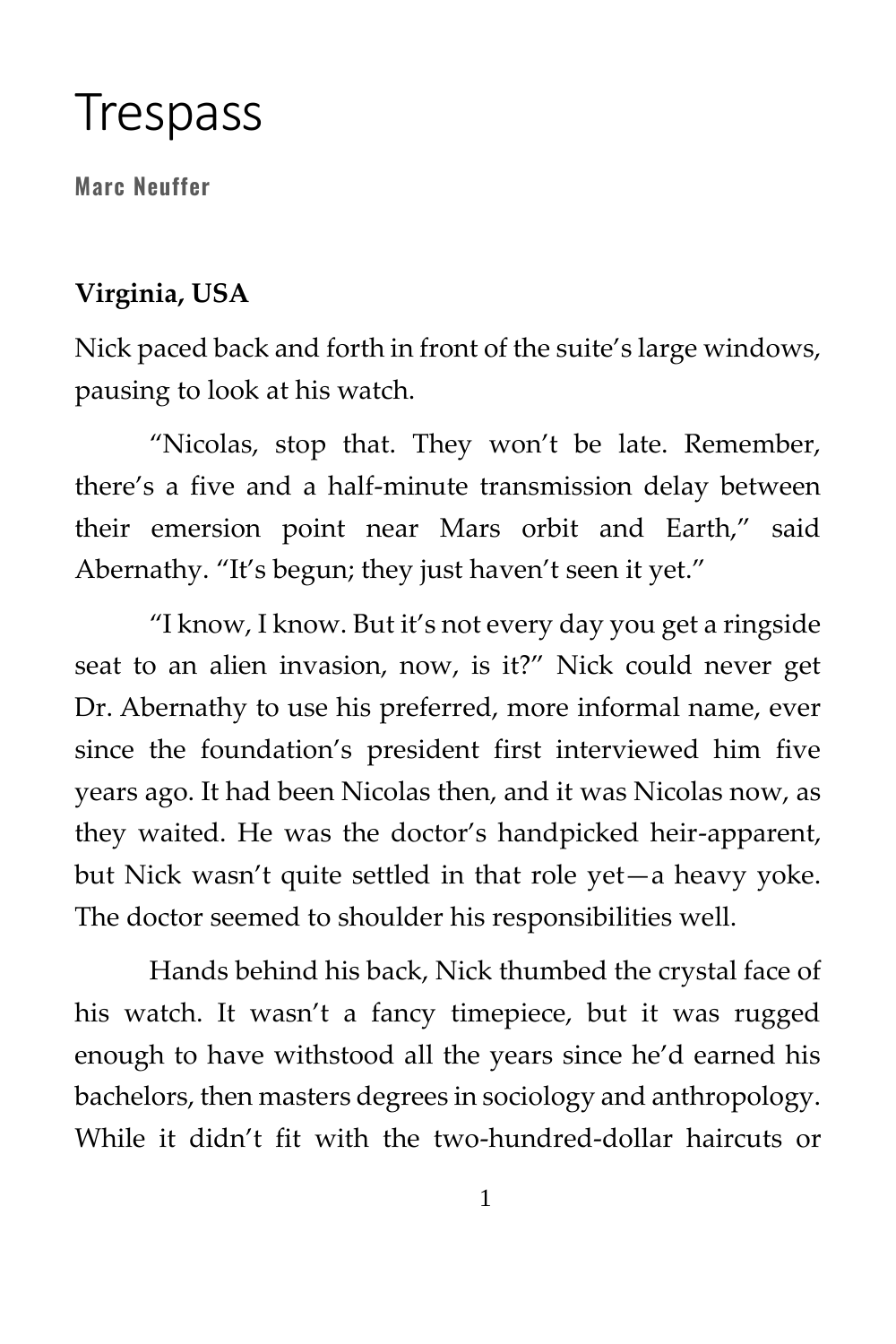# Trespass

**Marc Neuffer**

**Virginia, USA**

Nick paced back and forth in front of the suite's large windows, pausing to look at his watch.

"Nicolas, stop that. They won't be late. Remember, there's a five and a half-minute transmission delay between their emersion point near Mars orbit and Earth," said Abernathy. "It's begun; they just haven't seen it yet."

"I know, I know. But it's not every day you get a ringside seat to an alien invasion, now, is it?" Nick could never get Dr. Abernathy to use his preferred, more informal name, ever since the foundation's president first interviewed him five years ago. It had been Nicolas then, and it was Nicolas now, as they waited. He was the doctor's handpicked heir-apparent, but Nick wasn't quite settled in that role yet—a heavy yoke. The doctor seemed to shoulder his responsibilities well.

Hands behind his back, Nick thumbed the crystal face of his watch. It wasn't a fancy timepiece, but it was rugged enough to have withstood all the years since he'd earned his bachelors, then masters degrees in sociology and anthropology. While it didn't fit with the two-hundred-dollar haircuts or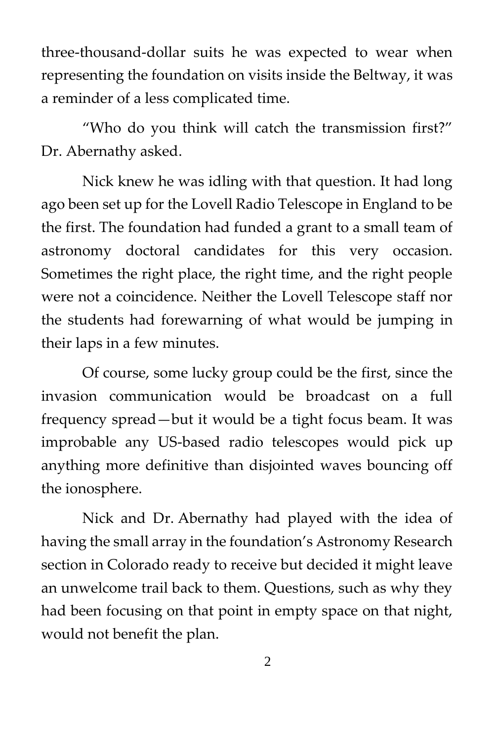three-thousand-dollar suits he was expected to wear when representing the foundation on visits inside the Beltway, it was a reminder of a less complicated time.

"Who do you think will catch the transmission first?" Dr. Abernathy asked.

Nick knew he was idling with that question. It had long ago been set up for the Lovell Radio Telescope in England to be the first. The foundation had funded a grant to a small team of astronomy doctoral candidates for this very occasion. Sometimes the right place, the right time, and the right people were not a coincidence. Neither the Lovell Telescope staff nor the students had forewarning of what would be jumping in their laps in a few minutes.

Of course, some lucky group could be the first, since the invasion communication would be broadcast on a full frequency spread—but it would be a tight focus beam. It was improbable any US-based radio telescopes would pick up anything more definitive than disjointed waves bouncing off the ionosphere.

Nick and Dr. Abernathy had played with the idea of having the small array in the foundation's Astronomy Research section in Colorado ready to receive but decided it might leave an unwelcome trail back to them. Questions, such as why they had been focusing on that point in empty space on that night, would not benefit the plan.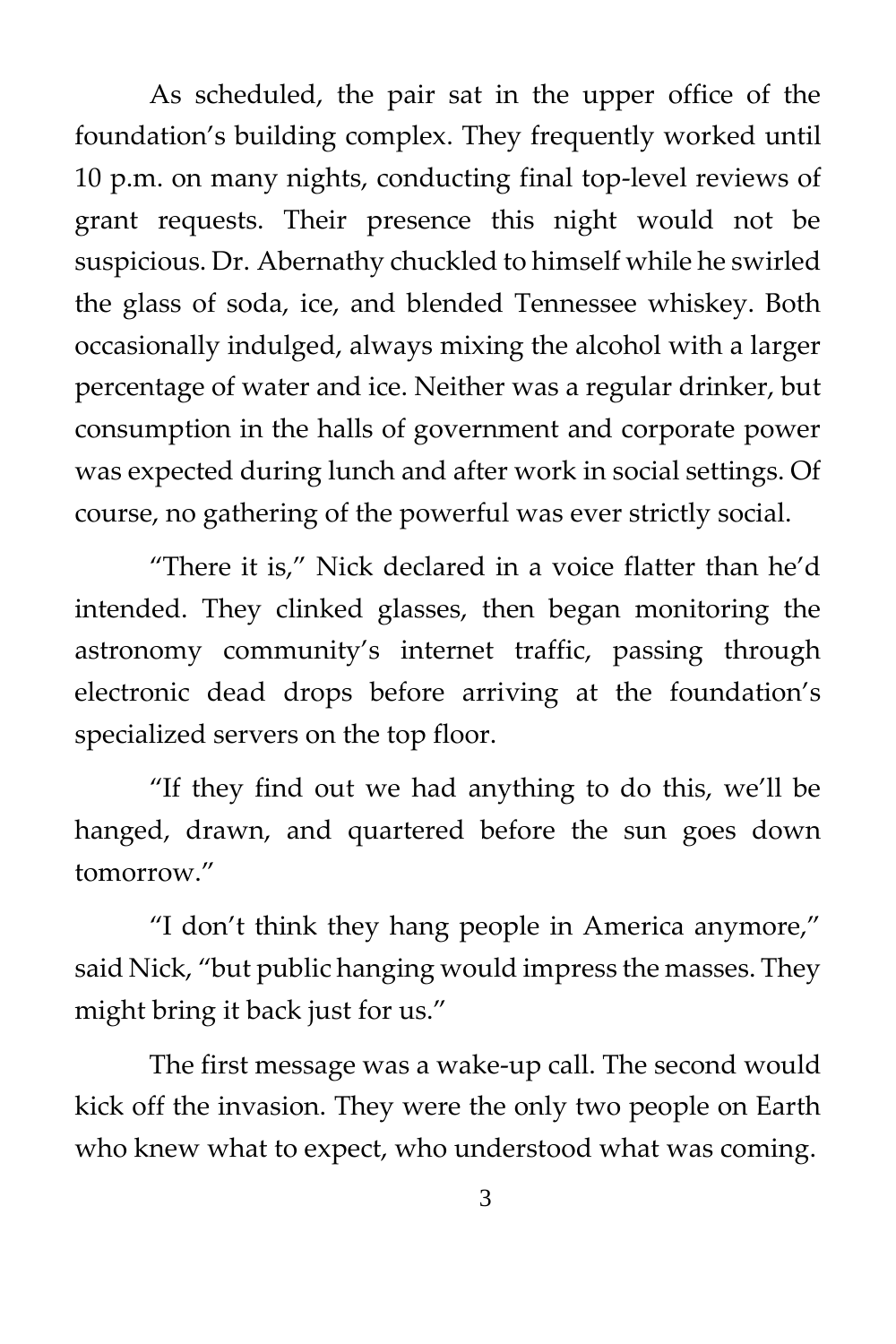As scheduled, the pair sat in the upper office of the foundation's building complex. They frequently worked until 10 p.m. on many nights, conducting final top-level reviews of grant requests. Their presence this night would not be suspicious. Dr. Abernathy chuckled to himself while he swirled the glass of soda, ice, and blended Tennessee whiskey. Both occasionally indulged, always mixing the alcohol with a larger percentage of water and ice. Neither was a regular drinker, but consumption in the halls of government and corporate power was expected during lunch and after work in social settings. Of course, no gathering of the powerful was ever strictly social.

"There it is," Nick declared in a voice flatter than he'd intended. They clinked glasses, then began monitoring the astronomy community's internet traffic, passing through electronic dead drops before arriving at the foundation's specialized servers on the top floor.

"If they find out we had anything to do this, we'll be hanged, drawn, and quartered before the sun goes down tomorrow."

"I don't think they hang people in America anymore," said Nick, "but public hanging would impress the masses. They might bring it back just for us."

The first message was a wake-up call. The second would kick off the invasion. They were the only two people on Earth who knew what to expect, who understood what was coming.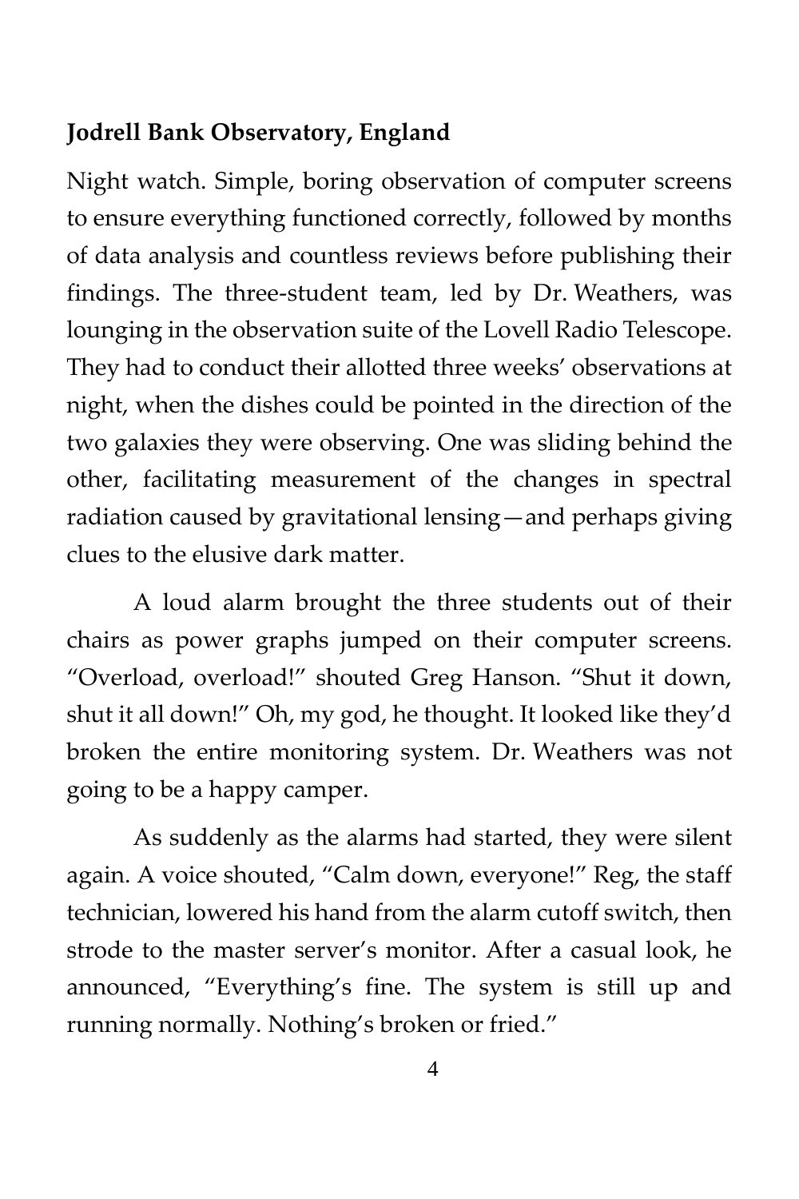**Jodrell Bank Observatory, England**

Night watch. Simple, boring observation of computer screens to ensure everything functioned correctly, followed by months of data analysis and countless reviews before publishing their findings. The three-student team, led by Dr. Weathers, was lounging in the observation suite of the Lovell Radio Telescope. They had to conduct their allotted three weeks' observations at night, when the dishes could be pointed in the direction of the two galaxies they were observing. One was sliding behind the other, facilitating measurement of the changes in spectral radiation caused by gravitational lensing—and perhaps giving clues to the elusive dark matter.

A loud alarm brought the three students out of their chairs as power graphs jumped on their computer screens. "Overload, overload!" shouted Greg Hanson. "Shut it down, shut it all down!" Oh, my god, he thought. It looked like they'd broken the entire monitoring system. Dr. Weathers was not going to be a happy camper.

As suddenly as the alarms had started, they were silent again. A voice shouted, "Calm down, everyone!" Reg, the staff technician, lowered his hand from the alarm cutoff switch, then strode to the master server's monitor. After a casual look, he announced, "Everything's fine. The system is still up and running normally. Nothing's broken or fried."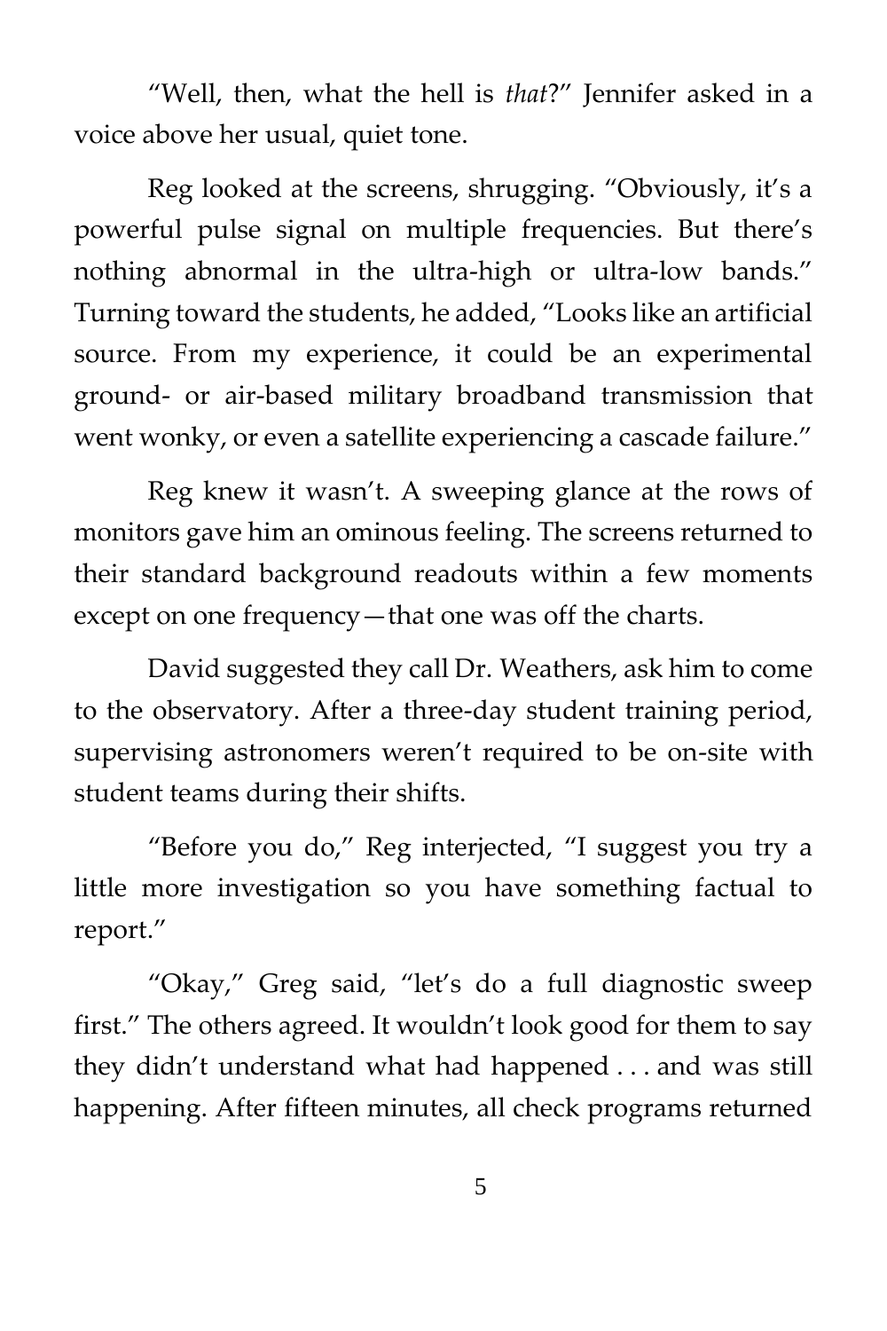"Well, then, what the hell is *that*?" Jennifer asked in a voice above her usual, quiet tone.

Reg looked at the screens, shrugging. "Obviously, it's a powerful pulse signal on multiple frequencies. But there's nothing abnormal in the ultra-high or ultra-low bands." Turning toward the students, he added, "Looks like an artificial source. From my experience, it could be an experimental ground- or air-based military broadband transmission that went wonky, or even a satellite experiencing a cascade failure."

Reg knew it wasn't. A sweeping glance at the rows of monitors gave him an ominous feeling. The screens returned to their standard background readouts within a few moments except on one frequency—that one was off the charts.

David suggested they call Dr. Weathers, ask him to come to the observatory. After a three-day student training period, supervising astronomers weren't required to be on-site with student teams during their shifts.

"Before you do," Reg interjected, "I suggest you try a little more investigation so you have something factual to report."

"Okay," Greg said, "let's do a full diagnostic sweep first." The others agreed. It wouldn't look good for them to say they didn't understand what had happened . . . and was still happening. After fifteen minutes, all check programs returned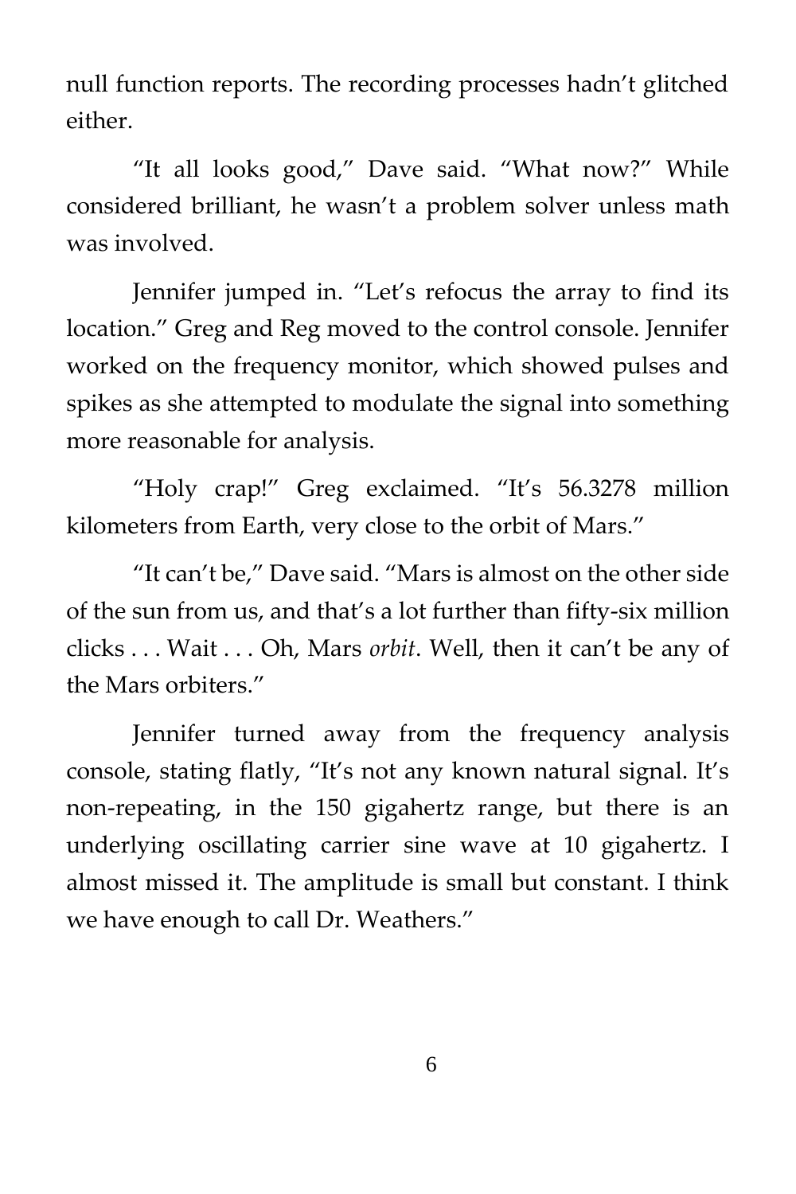null function reports. The recording processes hadn't glitched either.

"It all looks good," Dave said. "What now?" While considered brilliant, he wasn't a problem solver unless math was involved.

Jennifer jumped in. "Let's refocus the array to find its location." Greg and Reg moved to the control console. Jennifer worked on the frequency monitor, which showed pulses and spikes as she attempted to modulate the signal into something more reasonable for analysis.

"Holy crap!" Greg exclaimed. "It's 56.3278 million kilometers from Earth, very close to the orbit of Mars."

"It can't be," Dave said. "Mars is almost on the other side of the sun from us, and that's a lot further than fifty-six million clicks . . . Wait . . . Oh, Mars *orbit*. Well, then it can't be any of the Mars orbiters."

Jennifer turned away from the frequency analysis console, stating flatly, "It's not any known natural signal. It's non-repeating, in the 150 gigahertz range, but there is an underlying oscillating carrier sine wave at 10 gigahertz. I almost missed it. The amplitude is small but constant. I think we have enough to call Dr. Weathers."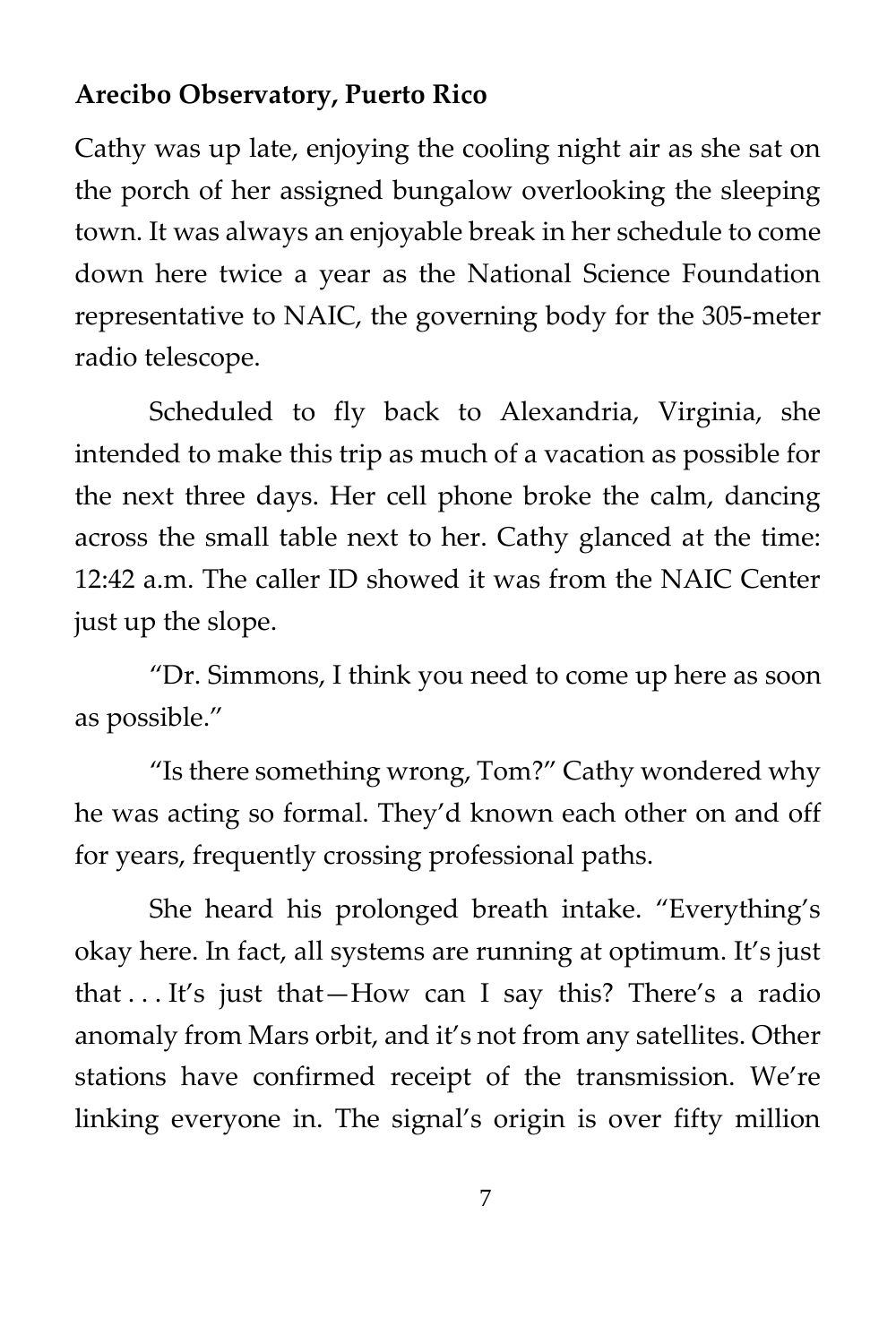**Arecibo Observatory, Puerto Rico**

Cathy was up late, enjoying the cooling night air as she sat on the porch of her assigned bungalow overlooking the sleeping town. It was always an enjoyable break in her schedule to come down here twice a year as the National Science Foundation representative to NAIC, the governing body for the 305-meter radio telescope.

Scheduled to fly back to Alexandria, Virginia, she intended to make this trip as much of a vacation as possible for the next three days. Her cell phone broke the calm, dancing across the small table next to her. Cathy glanced at the time: 12:42 a.m. The caller ID showed it was from the NAIC Center just up the slope.

"Dr. Simmons, I think you need to come up here as soon as possible."

"Is there something wrong, Tom?" Cathy wondered why he was acting so formal. They'd known each other on and off for years, frequently crossing professional paths.

She heard his prolonged breath intake. "Everything's okay here. In fact, all systems are running at optimum. It's just that . . . It's just that—How can I say this? There's a radio anomaly from Mars orbit, and it's not from any satellites. Other stations have confirmed receipt of the transmission. We're linking everyone in. The signal's origin is over fifty million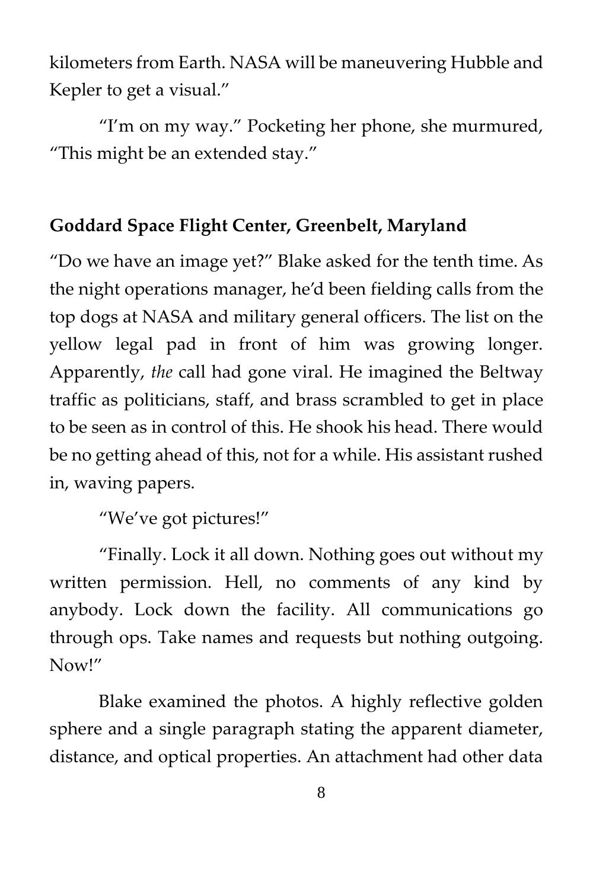kilometers from Earth. NASA will be maneuvering Hubble and Kepler to get a visual."

"I'm on my way." Pocketing her phone, she murmured, "This might be an extended stay."

**Goddard Space Flight Center, Greenbelt, Maryland**

"Do we have an image yet?" Blake asked for the tenth time. As the night operations manager, he'd been fielding calls from the top dogs at NASA and military general officers. The list on the yellow legal pad in front of him was growing longer. Apparently, *the* call had gone viral. He imagined the Beltway traffic as politicians, staff, and brass scrambled to get in place to be seen as in control of this. He shook his head. There would be no getting ahead of this, not for a while. His assistant rushed in, waving papers.

"We've got pictures!"

"Finally. Lock it all down. Nothing goes out without my written permission. Hell, no comments of any kind by anybody. Lock down the facility. All communications go through ops. Take names and requests but nothing outgoing. Now!"

Blake examined the photos. A highly reflective golden sphere and a single paragraph stating the apparent diameter, distance, and optical properties. An attachment had other data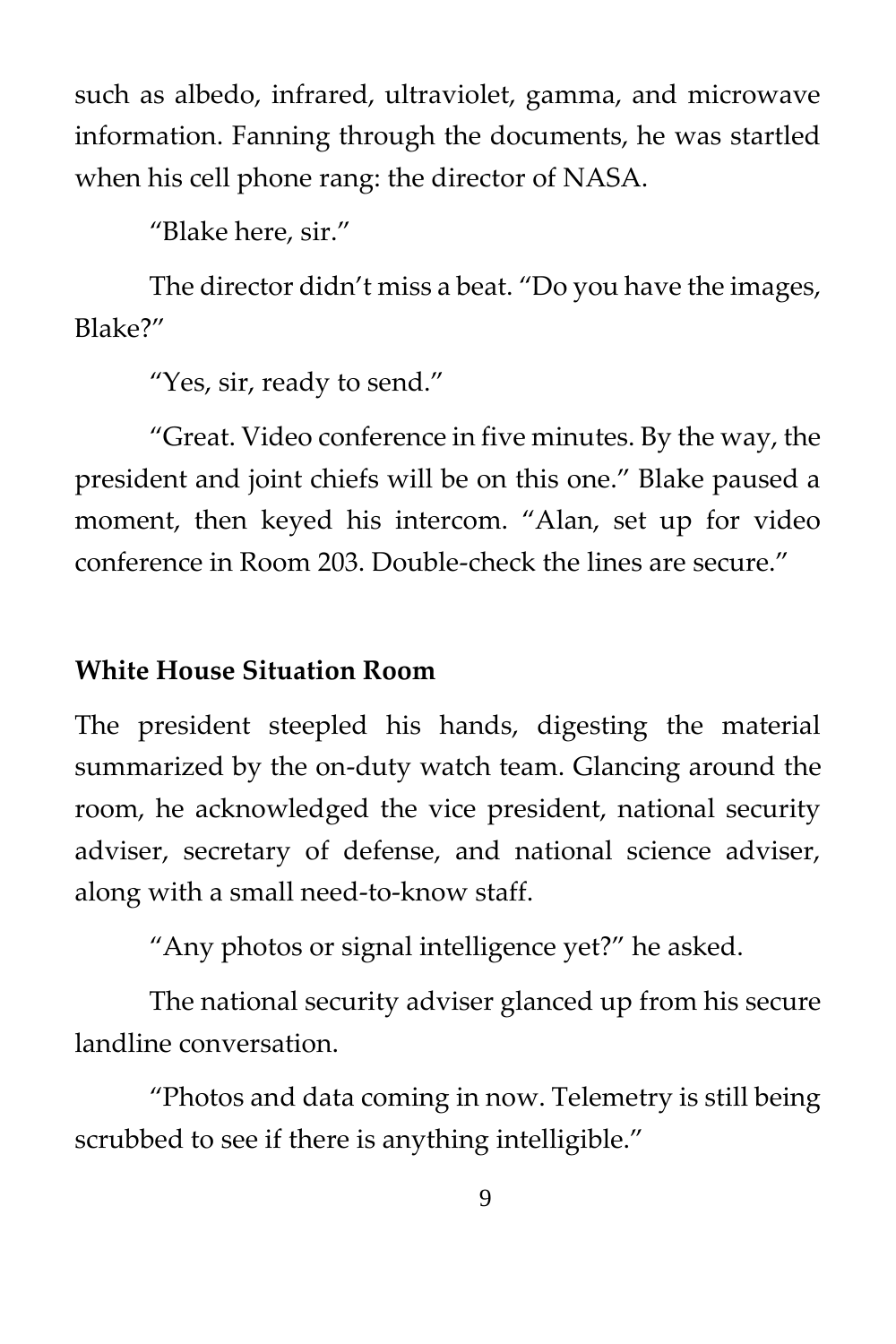such as albedo, infrared, ultraviolet, gamma, and microwave information. Fanning through the documents, he was startled when his cell phone rang: the director of NASA.

"Blake here, sir."

The director didn't miss a beat. "Do you have the images, Blake?"

"Yes, sir, ready to send."

"Great. Video conference in five minutes. By the way, the president and joint chiefs will be on this one." Blake paused a moment, then keyed his intercom. "Alan, set up for video conference in Room 203. Double-check the lines are secure."

**White House Situation Room**

The president steepled his hands, digesting the material summarized by the on-duty watch team. Glancing around the room, he acknowledged the vice president, national security adviser, secretary of defense, and national science adviser, along with a small need-to-know staff.

"Any photos or signal intelligence yet?" he asked.

The national security adviser glanced up from his secure landline conversation.

"Photos and data coming in now. Telemetry is still being scrubbed to see if there is anything intelligible."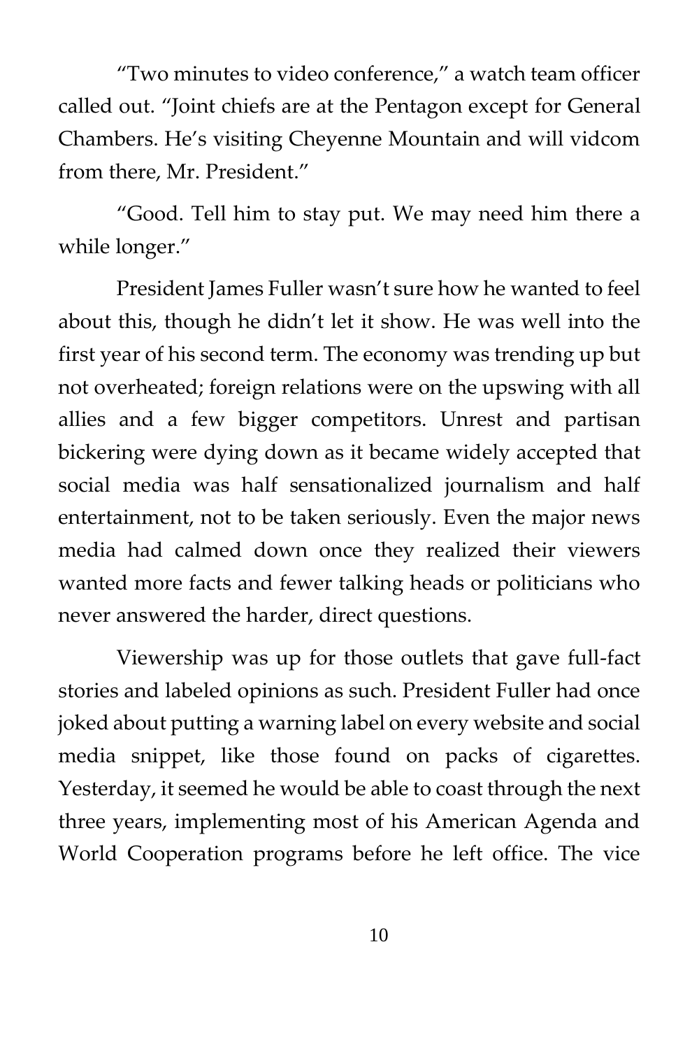"Two minutes to video conference," a watch team officer called out. "Joint chiefs are at the Pentagon except for General Chambers. He's visiting Cheyenne Mountain and will vidcom from there, Mr. President."

"Good. Tell him to stay put. We may need him there a while longer."

President James Fuller wasn't sure how he wanted to feel about this, though he didn't let it show. He was well into the first year of his second term. The economy was trending up but not overheated; foreign relations were on the upswing with all allies and a few bigger competitors. Unrest and partisan bickering were dying down as it became widely accepted that social media was half sensationalized journalism and half entertainment, not to be taken seriously. Even the major news media had calmed down once they realized their viewers wanted more facts and fewer talking heads or politicians who never answered the harder, direct questions.

Viewership was up for those outlets that gave full-fact stories and labeled opinions as such. President Fuller had once joked about putting a warning label on every website and social media snippet, like those found on packs of cigarettes. Yesterday, it seemed he would be able to coast through the next three years, implementing most of his American Agenda and World Cooperation programs before he left office. The vice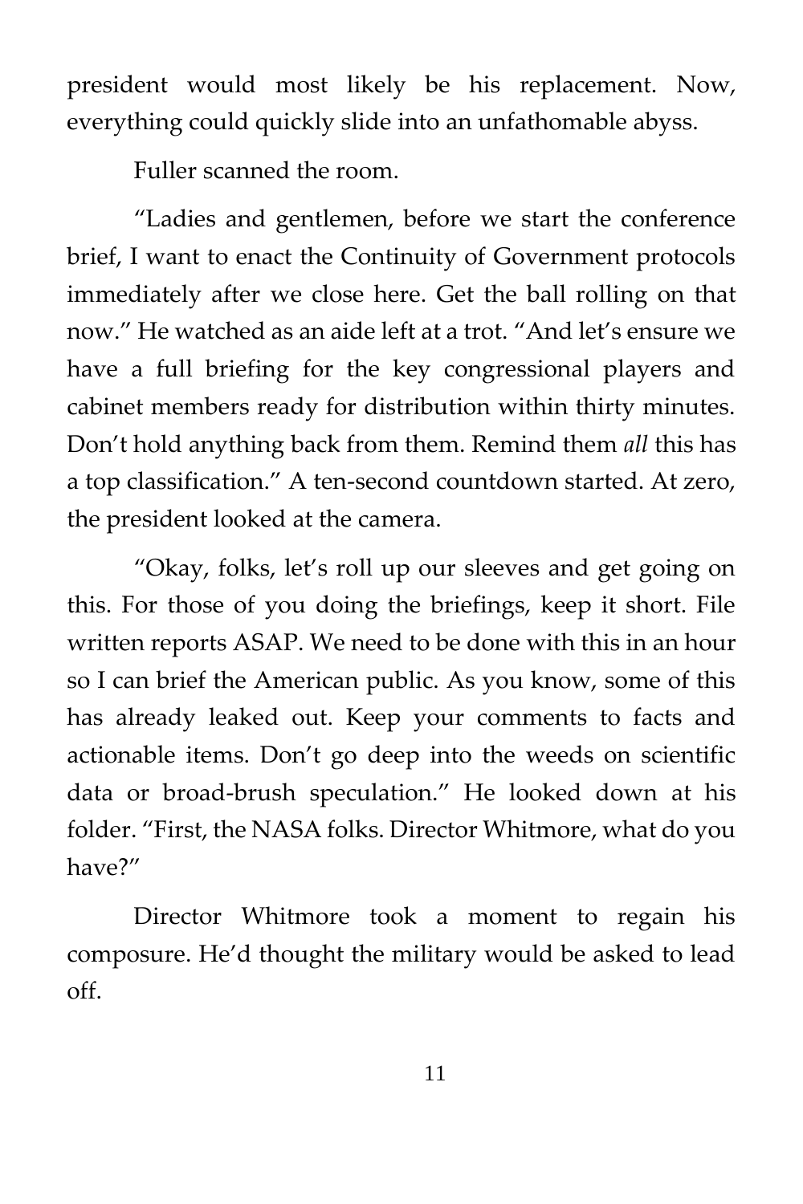president would most likely be his replacement. Now, everything could quickly slide into an unfathomable abyss.

Fuller scanned the room.

"Ladies and gentlemen, before we start the conference brief, I want to enact the Continuity of Government protocols immediately after we close here. Get the ball rolling on that now." He watched as an aide left at a trot. "And let's ensure we have a full briefing for the key congressional players and cabinet members ready for distribution within thirty minutes. Don't hold anything back from them. Remind them *all* this has a top classification." A ten-second countdown started. At zero, the president looked at the camera.

"Okay, folks, let's roll up our sleeves and get going on this. For those of you doing the briefings, keep it short. File written reports ASAP. We need to be done with this in an hour so I can brief the American public. As you know, some of this has already leaked out. Keep your comments to facts and actionable items. Don't go deep into the weeds on scientific data or broad-brush speculation." He looked down at his folder. "First, the NASA folks. Director Whitmore, what do you have?"

Director Whitmore took a moment to regain his composure. He'd thought the military would be asked to lead off.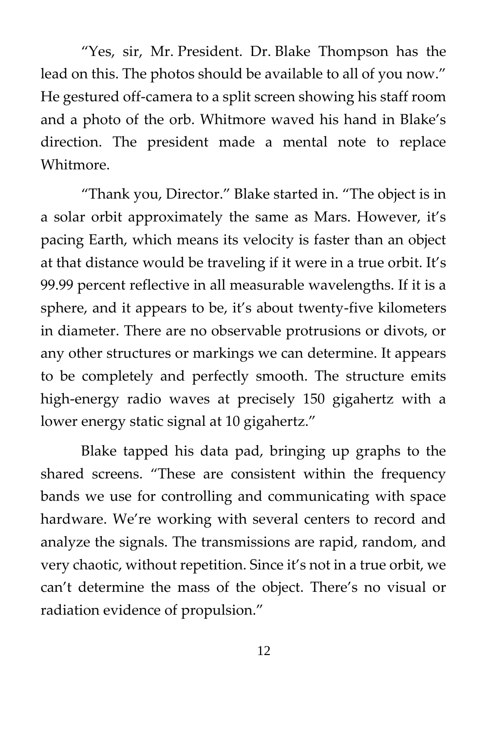"Yes, sir, Mr. President. Dr. Blake Thompson has the lead on this. The photos should be available to all of you now." He gestured off-camera to a split screen showing his staff room and a photo of the orb. Whitmore waved his hand in Blake's direction. The president made a mental note to replace Whitmore.

"Thank you, Director." Blake started in. "The object is in a solar orbit approximately the same as Mars. However, it's pacing Earth, which means its velocity is faster than an object at that distance would be traveling if it were in a true orbit. It's 99.99 percent reflective in all measurable wavelengths. If it is a sphere, and it appears to be, it's about twenty-five kilometers in diameter. There are no observable protrusions or divots, or any other structures or markings we can determine. It appears to be completely and perfectly smooth. The structure emits high-energy radio waves at precisely 150 gigahertz with a lower energy static signal at 10 gigahertz."

Blake tapped his data pad, bringing up graphs to the shared screens. "These are consistent within the frequency bands we use for controlling and communicating with space hardware. We're working with several centers to record and analyze the signals. The transmissions are rapid, random, and very chaotic, without repetition. Since it's not in a true orbit, we can't determine the mass of the object. There's no visual or radiation evidence of propulsion."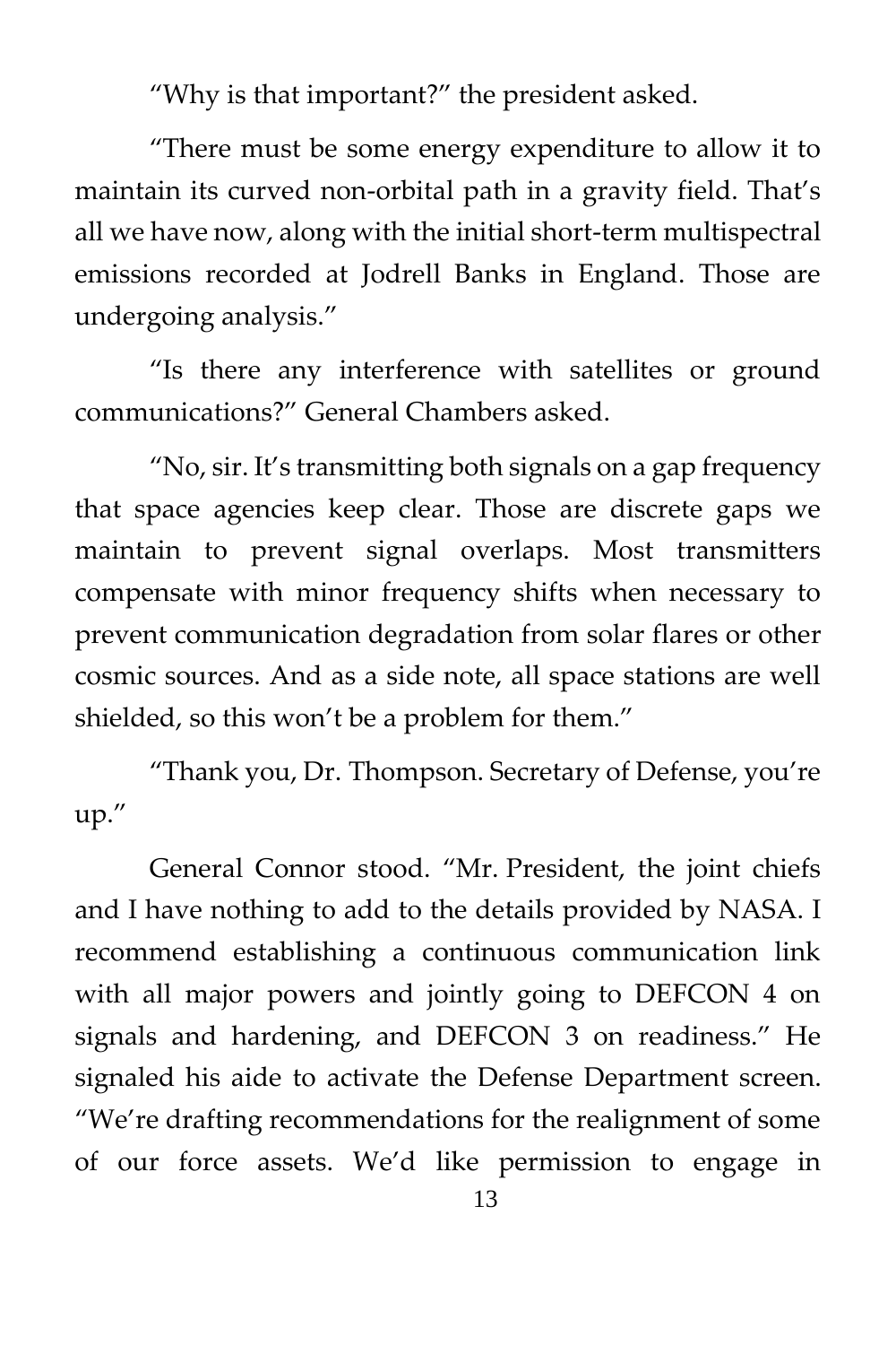"Why is that important?" the president asked.

"There must be some energy expenditure to allow it to maintain its curved non-orbital path in a gravity field. That's all we have now, along with the initial short-term multispectral emissions recorded at Jodrell Banks in England. Those are undergoing analysis."

"Is there any interference with satellites or ground communications?" General Chambers asked.

"No, sir. It's transmitting both signals on a gap frequency that space agencies keep clear. Those are discrete gaps we maintain to prevent signal overlaps. Most transmitters compensate with minor frequency shifts when necessary to prevent communication degradation from solar flares or other cosmic sources. And as a side note, all space stations are well shielded, so this won't be a problem for them."

"Thank you, Dr. Thompson. Secretary of Defense, you're up."

General Connor stood. "Mr. President, the joint chiefs and I have nothing to add to the details provided by NASA. I recommend establishing a continuous communication link with all major powers and jointly going to DEFCON 4 on signals and hardening, and DEFCON 3 on readiness." He signaled his aide to activate the Defense Department screen. "We're drafting recommendations for the realignment of some of our force assets. We'd like permission to engage in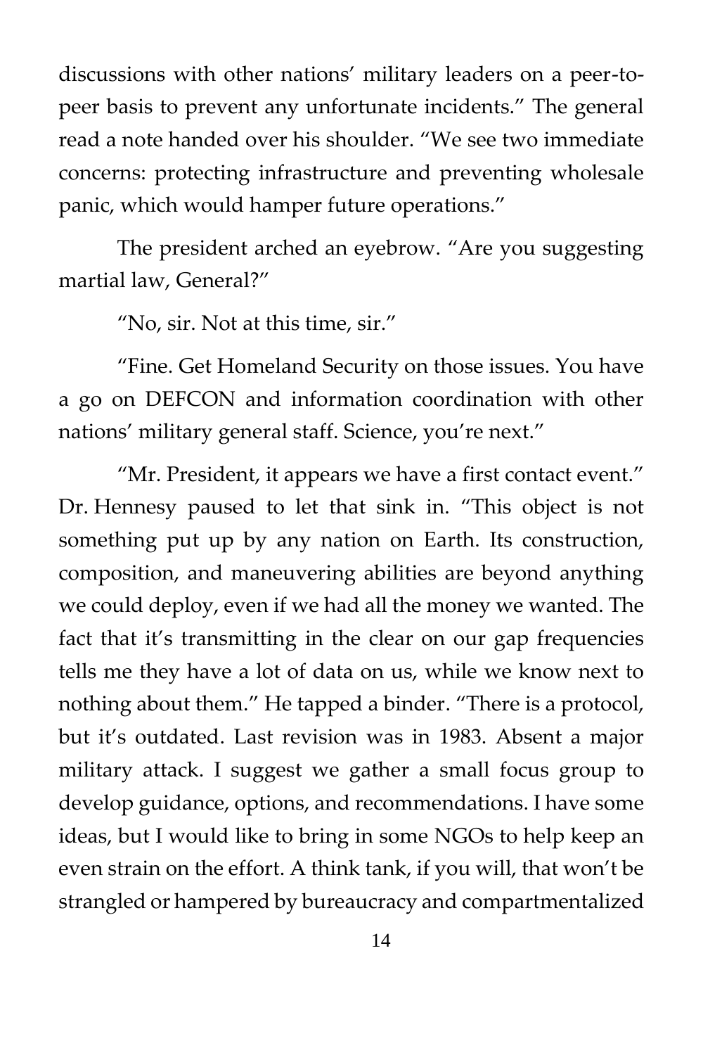discussions with other nations' military leaders on a peer-to-peer basis to prevent any unfortunate incidents." The general read a note handed over his shoulder. "We see two immediate concerns: protecting infrastructure and preventing wholesale panic, which would hamper future operations."

The president arched an eyebrow. "Are you suggesting martial law, General?"

"No, sir. Not at this time, sir."

"Fine. Get Homeland Security on those issues. You have a go on DEFCON and information coordination with other nations' military general staff. Science, you're next."

"Mr. President, it appears we have a first contact event." Dr. Hennesy paused to let that sink in. "This object is not something put up by any nation on Earth. Its construction, composition, and maneuvering abilities are beyond anything we could deploy, even if we had all the money we wanted. The fact that it's transmitting in the clear on our gap frequencies tells me they have a lot of data on us, while we know next to nothing about them." He tapped a binder. "There is a protocol, but it's outdated. Last revision was in 1983. Absent a major military attack. I suggest we gather a small focus group to develop guidance, options, and recommendations. I have some ideas, but I would like to bring in some NGOs to help keep an even strain on the effort. A think tank, if you will, that won't be strangled or hampered by bureaucracy and compartmentalized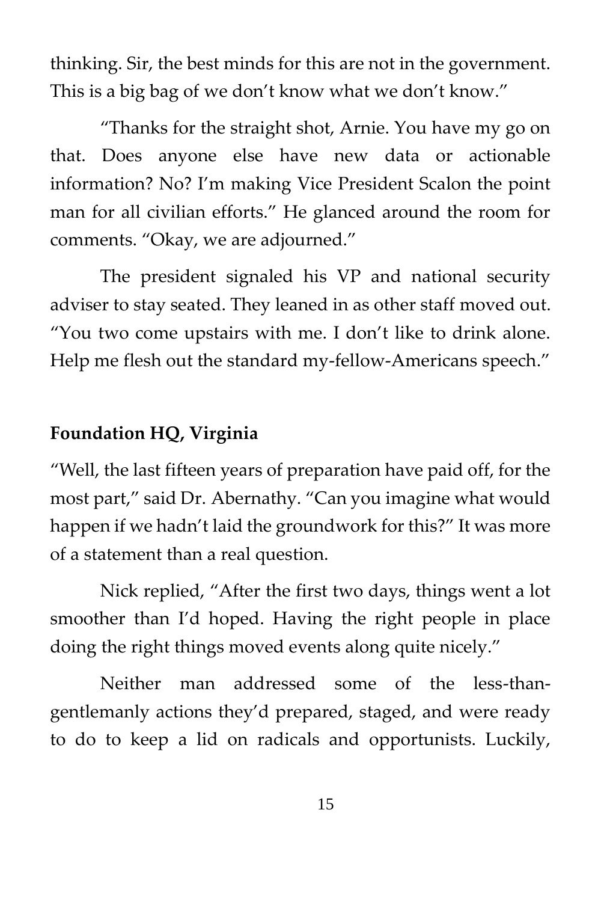thinking. Sir, the best minds for this are not in the government. This is a big bag of we don't know what we don't know."

"Thanks for the straight shot, Arnie. You have my go on that. Does anyone else have new data or actionable information? No? I'm making Vice President Scalon the point man for all civilian efforts." He glanced around the room for comments. "Okay, we are adjourned."

The president signaled his VP and national security adviser to stay seated. They leaned in as other staff moved out. "You two come upstairs with me. I don't like to drink alone. Help me flesh out the standard my-fellow-Americans speech."

**Foundation HQ, Virginia**

"Well, the last fifteen years of preparation have paid off, for the most part," said Dr. Abernathy. "Can you imagine what would happen if we hadn't laid the groundwork for this?" It was more of a statement than a real question.

Nick replied, "After the first two days, things went a lot smoother than I'd hoped. Having the right people in place doing the right things moved events along quite nicely."

Neither man addressed some of the less-than-gentlemanly actions they'd prepared, staged, and were ready to do to keep a lid on radicals and opportunists. Luckily,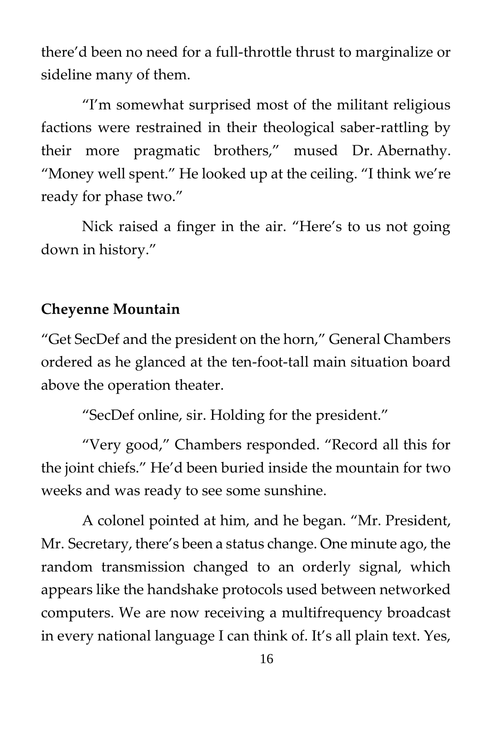there'd been no need for a full-throttle thrust to marginalize or sideline many of them.

"I'm somewhat surprised most of the militant religious factions were restrained in their theological saber-rattling by their more pragmatic brothers," mused Dr. Abernathy. "Money well spent." He looked up at the ceiling. "I think we're ready for phase two."

Nick raised a finger in the air. "Here's to us not going down in history."

**Cheyenne Mountain**

"Get SecDef and the president on the horn," General Chambers ordered as he glanced at the ten-foot-tall main situation board above the operation theater.

"SecDef online, sir. Holding for the president."

"Very good," Chambers responded. "Record all this for the joint chiefs." He'd been buried inside the mountain for two weeks and was ready to see some sunshine.

A colonel pointed at him, and he began. "Mr. President, Mr. Secretary, there's been a status change. One minute ago, the random transmission changed to an orderly signal, which appears like the handshake protocols used between networked computers. We are now receiving a multifrequency broadcast in every national language I can think of. It's all plain text. Yes,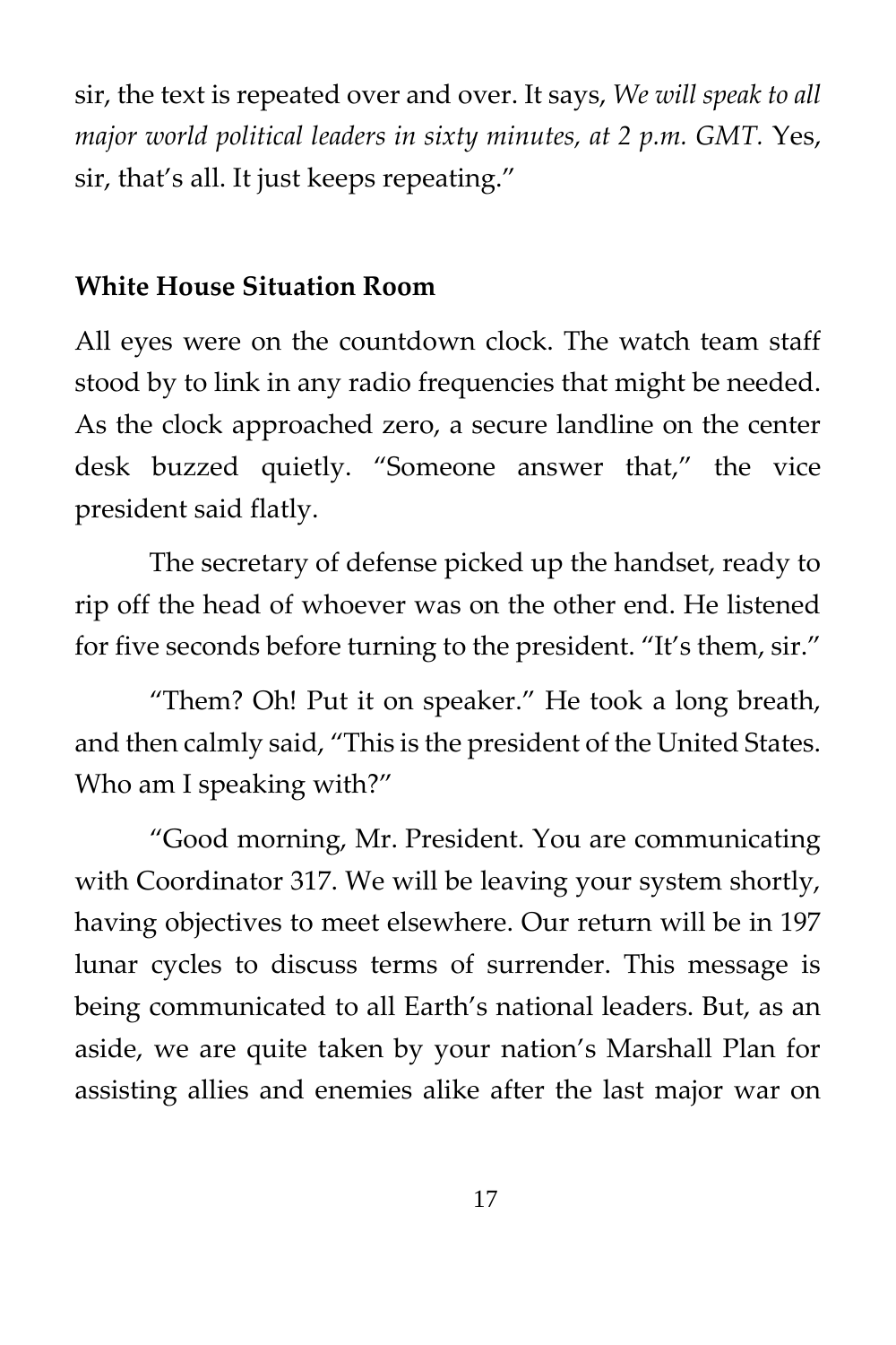sir, the text is repeated over and over. It says, *We will speak to all major world political leaders in sixty minutes, at 2 p.m. GMT.* Yes, sir, that's all. It just keeps repeating."

**White House Situation Room**

All eyes were on the countdown clock. The watch team staff stood by to link in any radio frequencies that might be needed. As the clock approached zero, a secure landline on the center desk buzzed quietly. "Someone answer that," the vice president said flatly.

The secretary of defense picked up the handset, ready to rip off the head of whoever was on the other end. He listened for five seconds before turning to the president. "It's them, sir."

"Them? Oh! Put it on speaker." He took a long breath, and then calmly said, "This is the president of the United States. Who am I speaking with?"

"Good morning, Mr. President. You are communicating with Coordinator 317. We will be leaving your system shortly, having objectives to meet elsewhere. Our return will be in 197 lunar cycles to discuss terms of surrender. This message is being communicated to all Earth's national leaders. But, as an aside, we are quite taken by your nation's Marshall Plan for assisting allies and enemies alike after the last major war on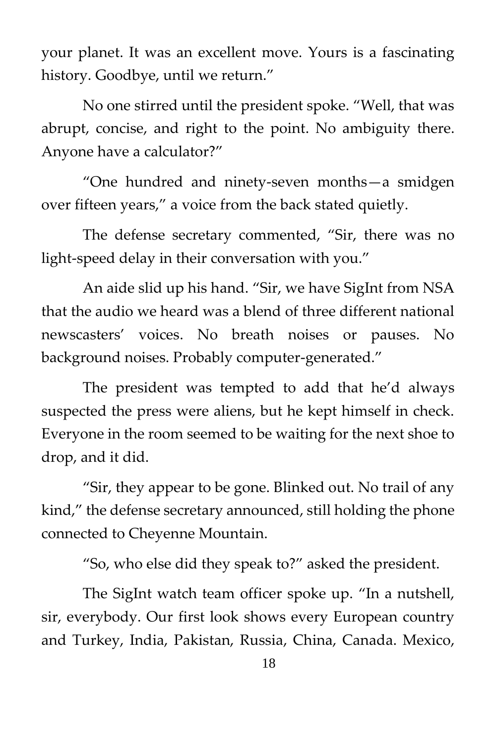your planet. It was an excellent move. Yours is a fascinating history. Goodbye, until we return."

No one stirred until the president spoke. "Well, that was abrupt, concise, and right to the point. No ambiguity there. Anyone have a calculator?"

"One hundred and ninety-seven months—a smidgen over fifteen years," a voice from the back stated quietly.

The defense secretary commented, "Sir, there was no light-speed delay in their conversation with you."

An aide slid up his hand. "Sir, we have SigInt from NSA that the audio we heard was a blend of three different national newscasters' voices. No breath noises or pauses. No background noises. Probably computer-generated."

The president was tempted to add that he'd always suspected the press were aliens, but he kept himself in check. Everyone in the room seemed to be waiting for the next shoe to drop, and it did.

"Sir, they appear to be gone. Blinked out. No trail of any kind," the defense secretary announced, still holding the phone connected to Cheyenne Mountain.

"So, who else did they speak to?" asked the president.

The SigInt watch team officer spoke up. "In a nutshell, sir, everybody. Our first look shows every European country and Turkey, India, Pakistan, Russia, China, Canada. Mexico,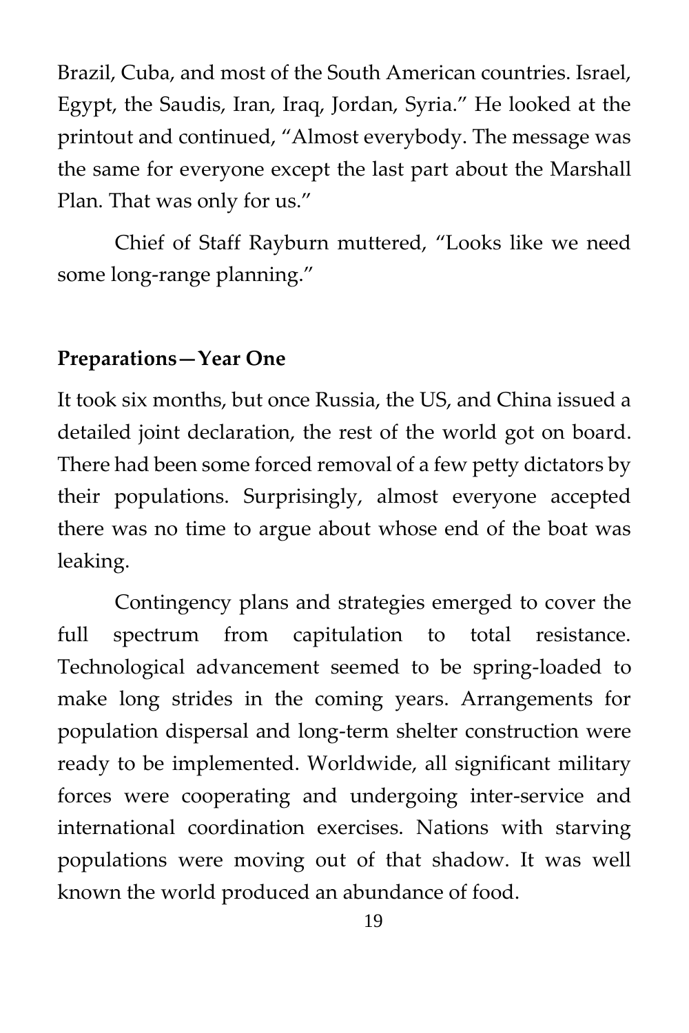Brazil, Cuba, and most of the South American countries. Israel, Egypt, the Saudis, Iran, Iraq, Jordan, Syria." He looked at the printout and continued, "Almost everybody. The message was the same for everyone except the last part about the Marshall Plan. That was only for us."

Chief of Staff Rayburn muttered, "Looks like we need some long-range planning."

**Preparations—Year One**

It took six months, but once Russia, the US, and China issued a detailed joint declaration, the rest of the world got on board. There had been some forced removal of a few petty dictators by their populations. Surprisingly, almost everyone accepted there was no time to argue about whose end of the boat was leaking.

Contingency plans and strategies emerged to cover the full spectrum from capitulation to total resistance. Technological advancement seemed to be spring-loaded to make long strides in the coming years. Arrangements for population dispersal and long-term shelter construction were ready to be implemented. Worldwide, all significant military forces were cooperating and undergoing inter-service and international coordination exercises. Nations with starving populations were moving out of that shadow. It was well known the world produced an abundance of food.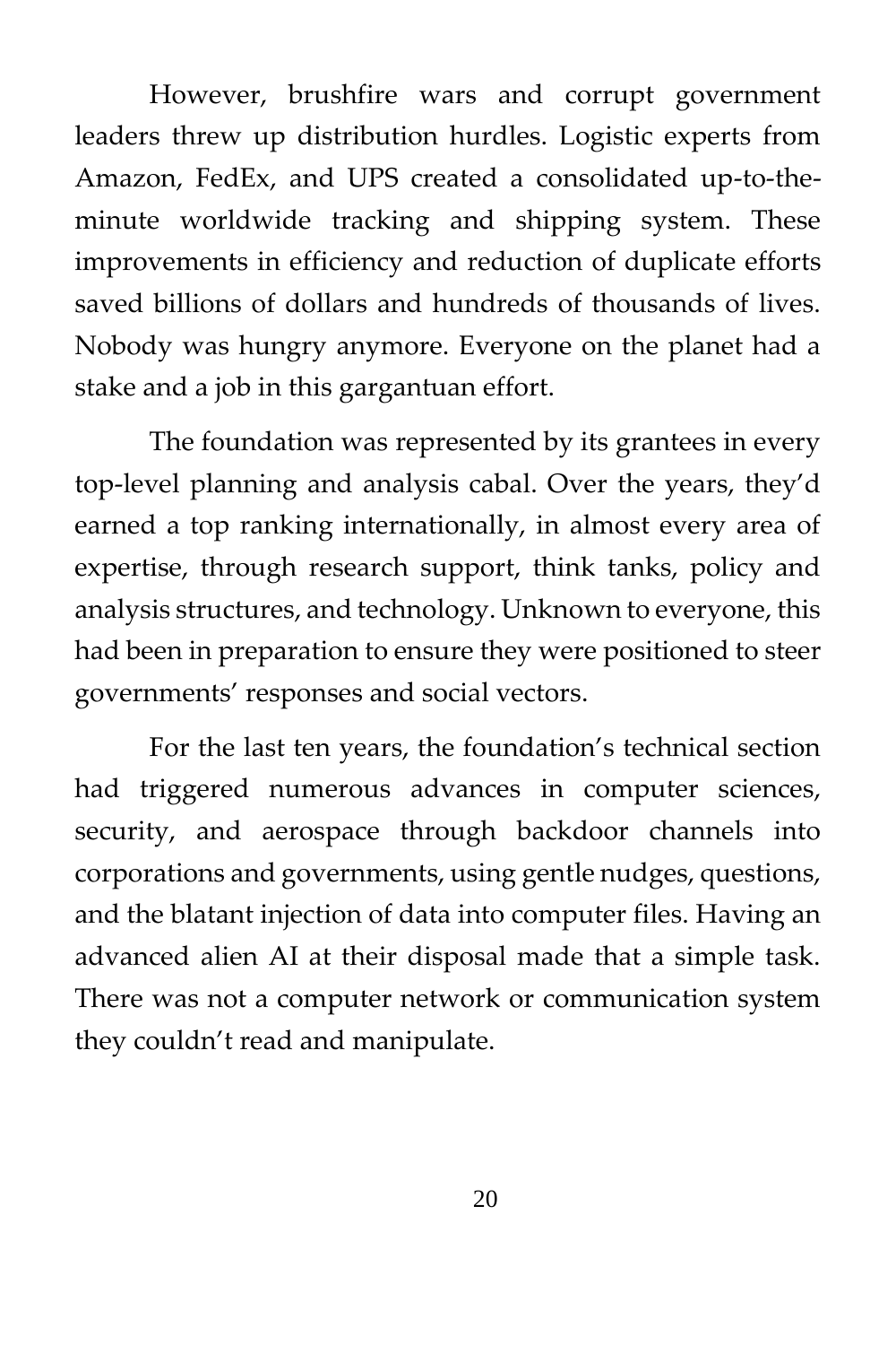However, brushfire wars and corrupt government leaders threw up distribution hurdles. Logistic experts from Amazon, FedEx, and UPS created a consolidated up-to-the-minute worldwide tracking and shipping system. These improvements in efficiency and reduction of duplicate efforts saved billions of dollars and hundreds of thousands of lives. Nobody was hungry anymore. Everyone on the planet had a stake and a job in this gargantuan effort.

The foundation was represented by its grantees in every top-level planning and analysis cabal. Over the years, they'd earned a top ranking internationally, in almost every area of expertise, through research support, think tanks, policy and analysis structures, and technology. Unknown to everyone, this had been in preparation to ensure they were positioned to steer governments' responses and social vectors.

For the last ten years, the foundation's technical section had triggered numerous advances in computer sciences, security, and aerospace through backdoor channels into corporations and governments, using gentle nudges, questions, and the blatant injection of data into computer files. Having an advanced alien AI at their disposal made that a simple task. There was not a computer network or communication system they couldn't read and manipulate.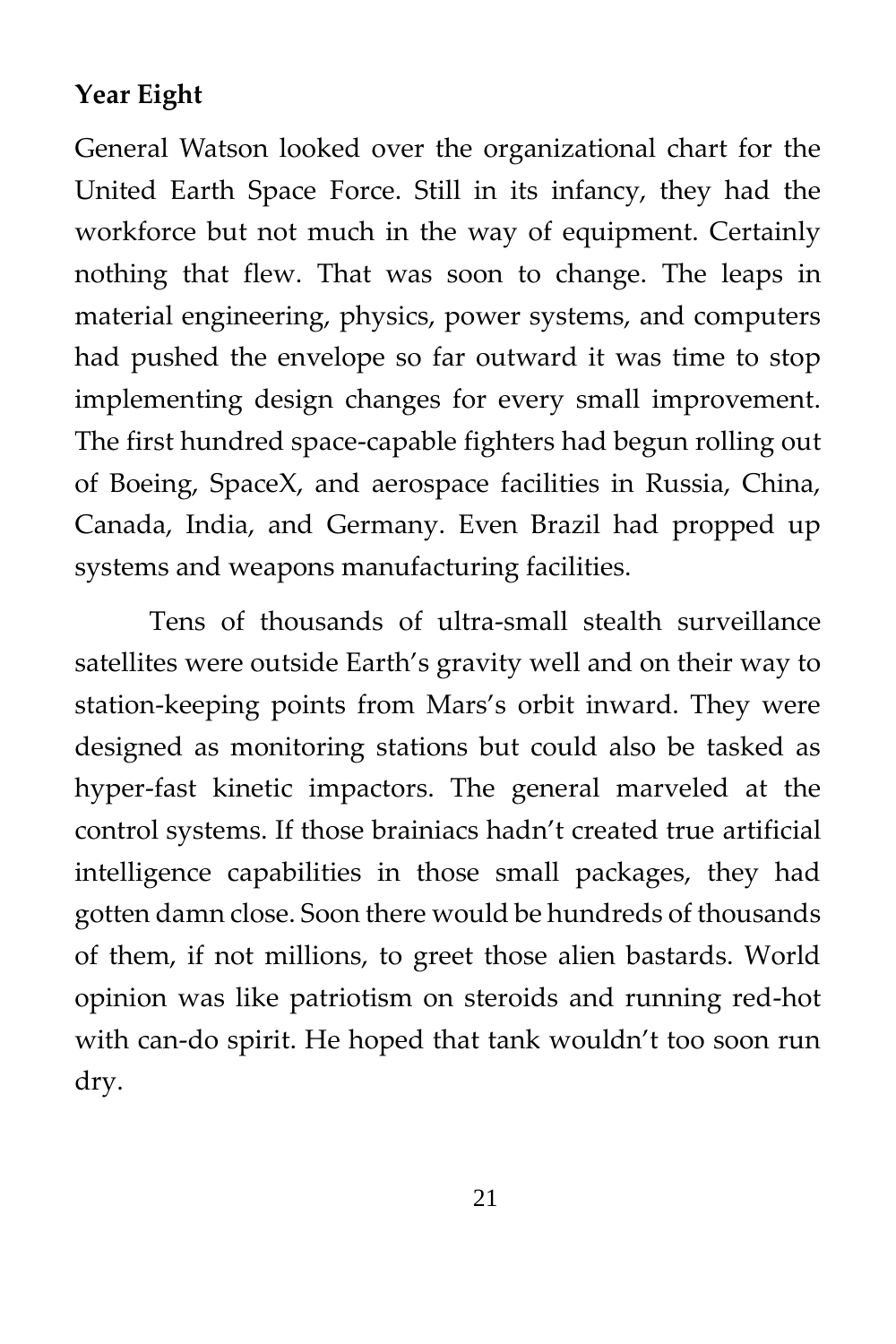**Year Eight**

General Watson looked over the organizational chart for the United Earth Space Force. Still in its infancy, they had the workforce but not much in the way of equipment. Certainly nothing that flew. That was soon to change. The leaps in material engineering, physics, power systems, and computers had pushed the envelope so far outward it was time to stop implementing design changes for every small improvement. The first hundred space-capable fighters had begun rolling out of Boeing, SpaceX, and aerospace facilities in Russia, China, Canada, India, and Germany. Even Brazil had propped up systems and weapons manufacturing facilities.

Tens of thousands of ultra-small stealth surveillance satellites were outside Earth's gravity well and on their way to station-keeping points from Mars's orbit inward. They were designed as monitoring stations but could also be tasked as hyper-fast kinetic impactors. The general marveled at the control systems. If those brainiacs hadn't created true artificial intelligence capabilities in those small packages, they had gotten damn close. Soon there would be hundreds of thousands of them, if not millions, to greet those alien bastards. World opinion was like patriotism on steroids and running red-hot with can-do spirit. He hoped that tank wouldn't too soon run dry.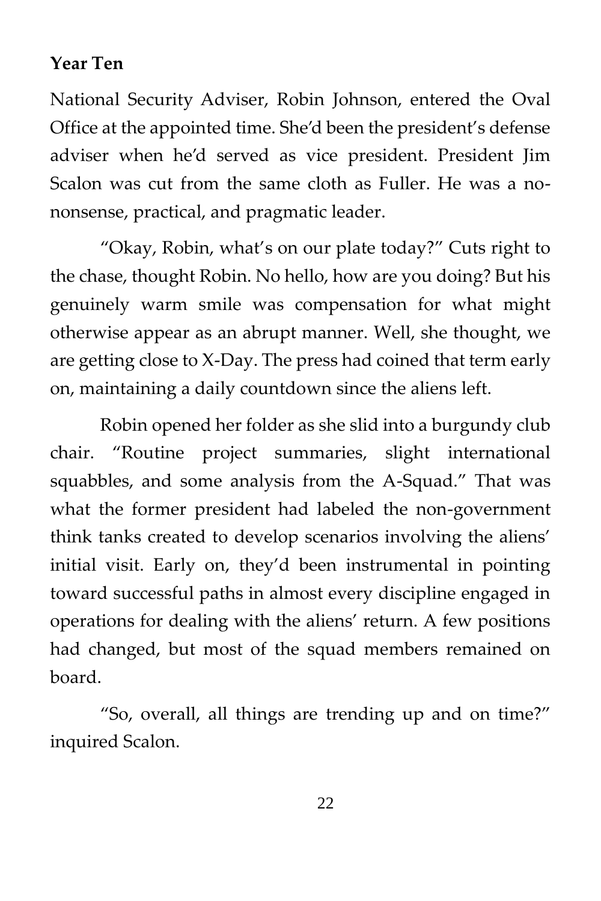**Year Ten**

National Security Adviser, Robin Johnson, entered the Oval Office at the appointed time. She'd been the president's defense adviser when he'd served as vice president. President Jim Scalon was cut from the same cloth as Fuller. He was a no-nonsense, practical, and pragmatic leader.

"Okay, Robin, what's on our plate today?" Cuts right to the chase, thought Robin. No hello, how are you doing? But his genuinely warm smile was compensation for what might otherwise appear as an abrupt manner. Well, she thought, we are getting close to X-Day. The press had coined that term early on, maintaining a daily countdown since the aliens left.

Robin opened her folder as she slid into a burgundy club chair. "Routine project summaries, slight international squabbles, and some analysis from the A-Squad." That was what the former president had labeled the non-government think tanks created to develop scenarios involving the aliens' initial visit. Early on, they'd been instrumental in pointing toward successful paths in almost every discipline engaged in operations for dealing with the aliens' return. A few positions had changed, but most of the squad members remained on board.

"So, overall, all things are trending up and on time?" inquired Scalon.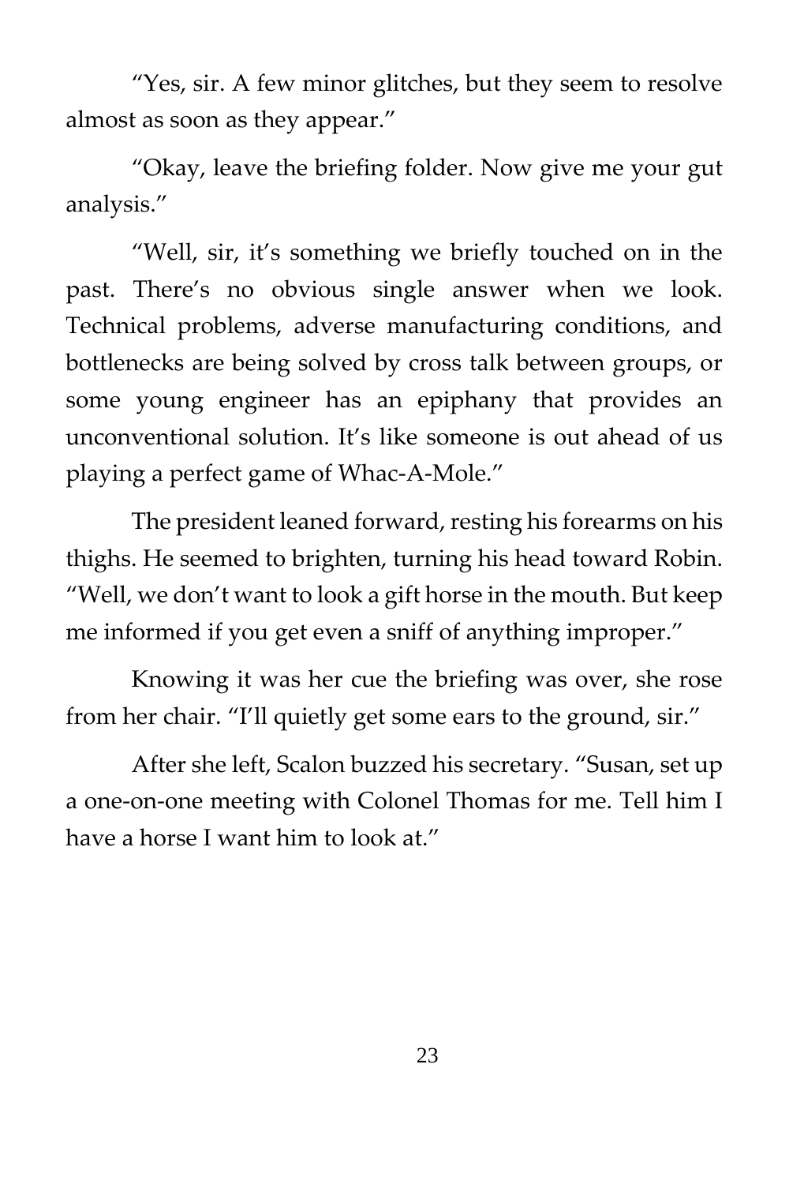"Yes, sir. A few minor glitches, but they seem to resolve almost as soon as they appear."

"Okay, leave the briefing folder. Now give me your gut analysis."

"Well, sir, it's something we briefly touched on in the past. There's no obvious single answer when we look. Technical problems, adverse manufacturing conditions, and bottlenecks are being solved by cross talk between groups, or some young engineer has an epiphany that provides an unconventional solution. It's like someone is out ahead of us playing a perfect game of Whac-A-Mole."

The president leaned forward, resting his forearms on his thighs. He seemed to brighten, turning his head toward Robin. "Well, we don't want to look a gift horse in the mouth. But keep me informed if you get even a sniff of anything improper."

Knowing it was her cue the briefing was over, she rose from her chair. "I'll quietly get some ears to the ground, sir."

After she left, Scalon buzzed his secretary. "Susan, set up a one-on-one meeting with Colonel Thomas for me. Tell him I have a horse I want him to look at."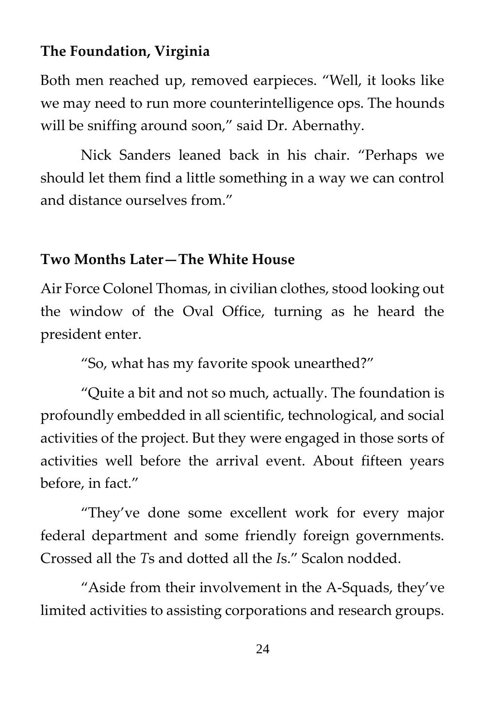**The Foundation, Virginia**

Both men reached up, removed earpieces. "Well, it looks like we may need to run more counterintelligence ops. The hounds will be sniffing around soon," said Dr. Abernathy.

Nick Sanders leaned back in his chair. "Perhaps we should let them find a little something in a way we can control and distance ourselves from."

**Two Months Later—The White House**

Air Force Colonel Thomas, in civilian clothes, stood looking out the window of the Oval Office, turning as he heard the president enter.

"So, what has my favorite spook unearthed?"

"Quite a bit and not so much, actually. The foundation is profoundly embedded in all scientific, technological, and social activities of the project. But they were engaged in those sorts of activities well before the arrival event. About fifteen years before, in fact."

"They've done some excellent work for every major federal department and some friendly foreign governments. Crossed all the *T*s and dotted all the *I*s." Scalon nodded.

"Aside from their involvement in the A-Squads, they've limited activities to assisting corporations and research groups.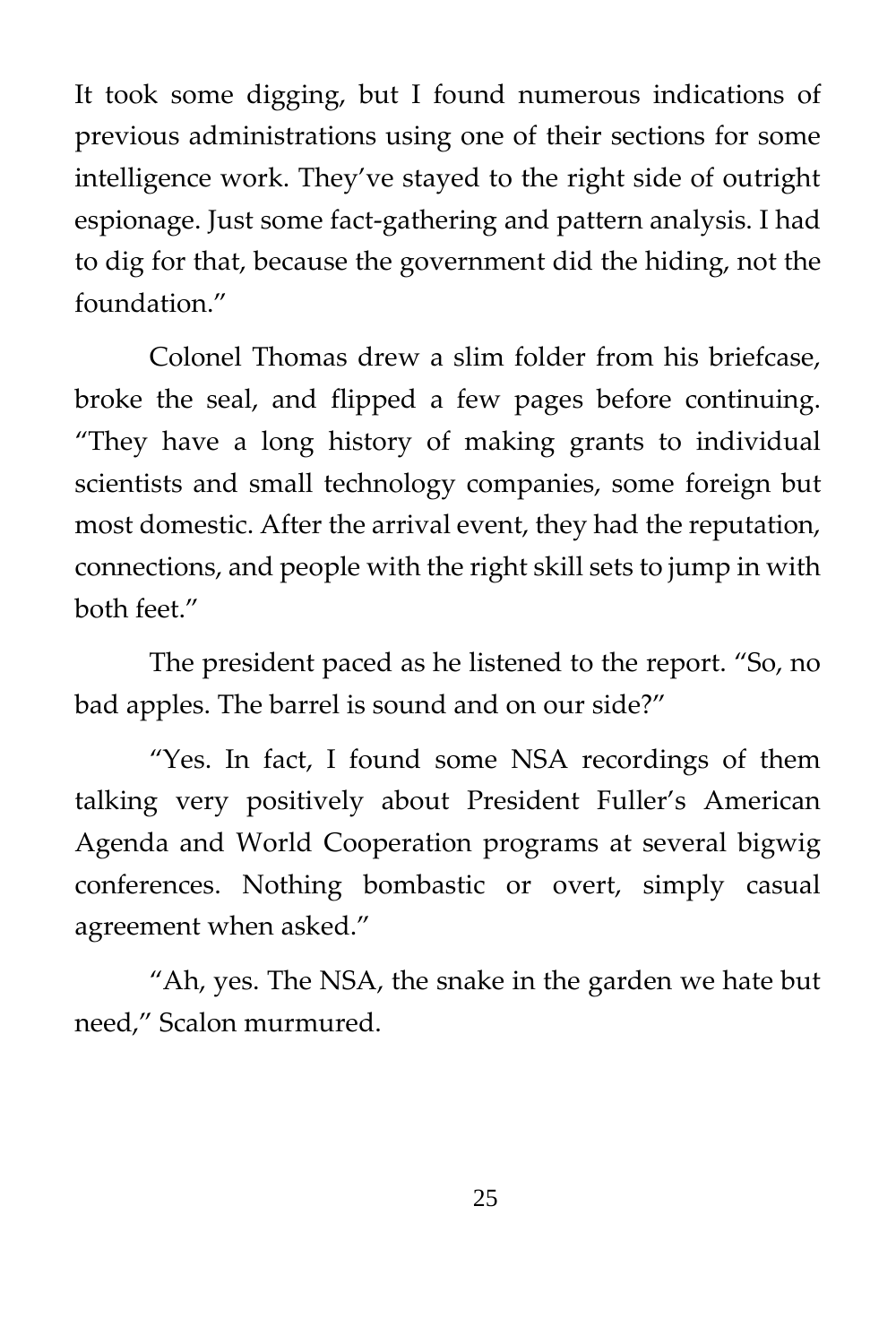It took some digging, but I found numerous indications of previous administrations using one of their sections for some intelligence work. They've stayed to the right side of outright espionage. Just some fact-gathering and pattern analysis. I had to dig for that, because the government did the hiding, not the foundation."

Colonel Thomas drew a slim folder from his briefcase, broke the seal, and flipped a few pages before continuing. "They have a long history of making grants to individual scientists and small technology companies, some foreign but most domestic. After the arrival event, they had the reputation, connections, and people with the right skill sets to jump in with both feet."

The president paced as he listened to the report. "So, no bad apples. The barrel is sound and on our side?"

"Yes. In fact, I found some NSA recordings of them talking very positively about President Fuller's American Agenda and World Cooperation programs at several bigwig conferences. Nothing bombastic or overt, simply casual agreement when asked."

"Ah, yes. The NSA, the snake in the garden we hate but need," Scalon murmured.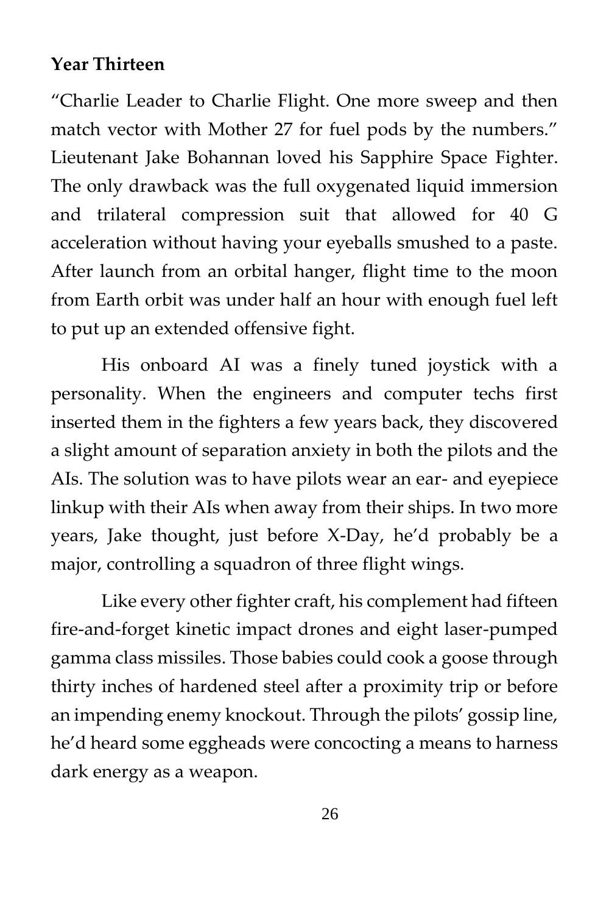**Year Thirteen**

"Charlie Leader to Charlie Flight. One more sweep and then match vector with Mother 27 for fuel pods by the numbers." Lieutenant Jake Bohannan loved his Sapphire Space Fighter. The only drawback was the full oxygenated liquid immersion and trilateral compression suit that allowed for 40 G acceleration without having your eyeballs smushed to a paste. After launch from an orbital hanger, flight time to the moon from Earth orbit was under half an hour with enough fuel left to put up an extended offensive fight.

His onboard AI was a finely tuned joystick with a personality. When the engineers and computer techs first inserted them in the fighters a few years back, they discovered a slight amount of separation anxiety in both the pilots and the AIs. The solution was to have pilots wear an ear- and eyepiece linkup with their AIs when away from their ships. In two more years, Jake thought, just before X-Day, he'd probably be a major, controlling a squadron of three flight wings.

Like every other fighter craft, his complement had fifteen fire-and-forget kinetic impact drones and eight laser-pumped gamma class missiles. Those babies could cook a goose through thirty inches of hardened steel after a proximity trip or before an impending enemy knockout. Through the pilots' gossip line, he'd heard some eggheads were concocting a means to harness dark energy as a weapon.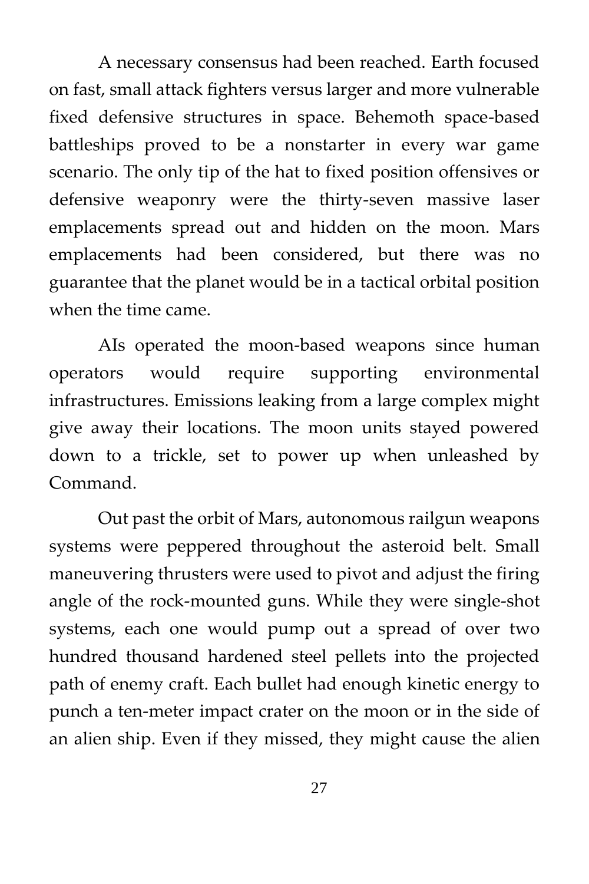A necessary consensus had been reached. Earth focused on fast, small attack fighters versus larger and more vulnerable fixed defensive structures in space. Behemoth space-based battleships proved to be a nonstarter in every war game scenario. The only tip of the hat to fixed position offensives or defensive weaponry were the thirty-seven massive laser emplacements spread out and hidden on the moon. Mars emplacements had been considered, but there was no guarantee that the planet would be in a tactical orbital position when the time came.

AIs operated the moon-based weapons since human operators would require supporting environmental infrastructures. Emissions leaking from a large complex might give away their locations. The moon units stayed powered down to a trickle, set to power up when unleashed by Command.

Out past the orbit of Mars, autonomous railgun weapons systems were peppered throughout the asteroid belt. Small maneuvering thrusters were used to pivot and adjust the firing angle of the rock-mounted guns. While they were single-shot systems, each one would pump out a spread of over two hundred thousand hardened steel pellets into the projected path of enemy craft. Each bullet had enough kinetic energy to punch a ten-meter impact crater on the moon or in the side of an alien ship. Even if they missed, they might cause the alien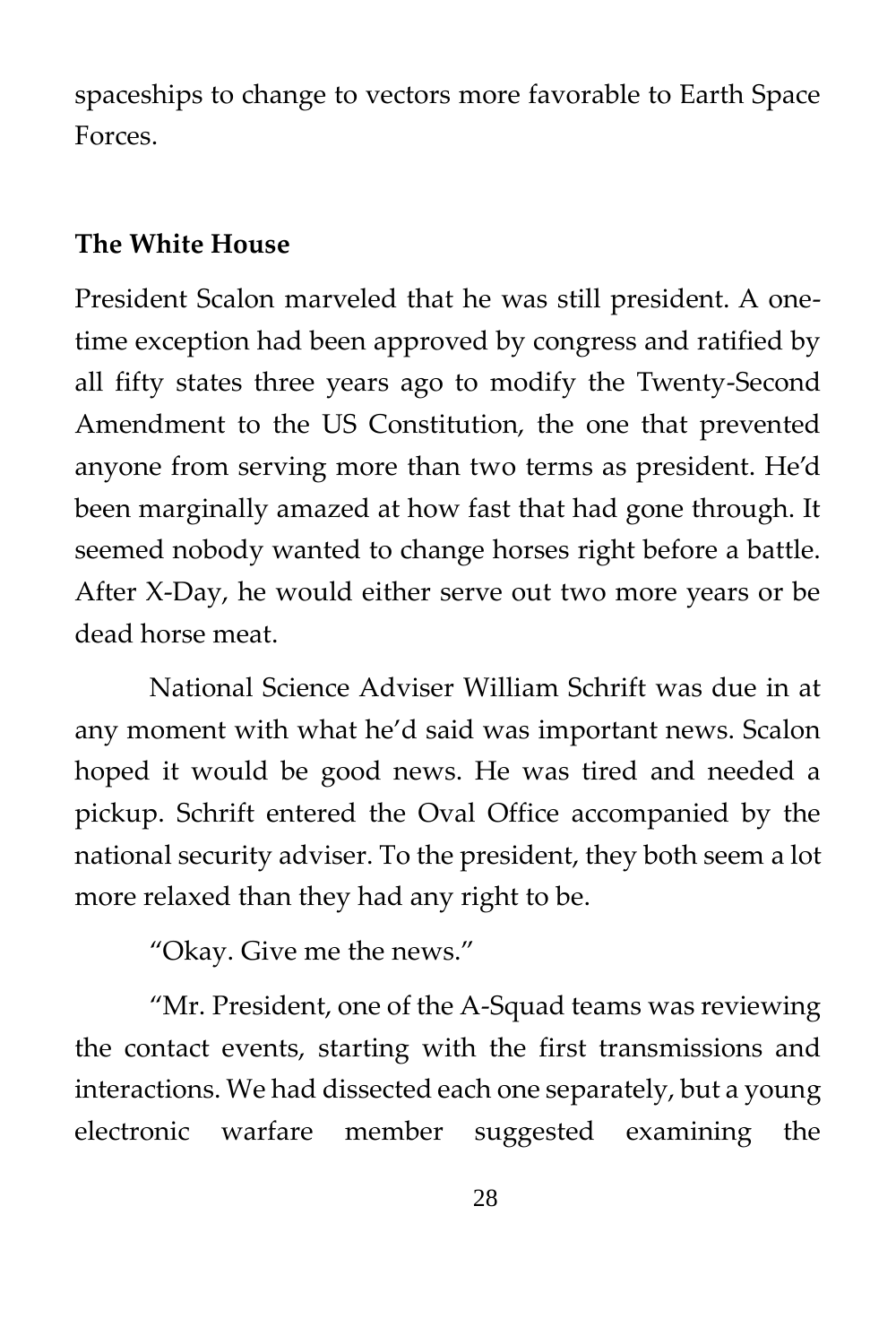spaceships to change to vectors more favorable to Earth Space Forces.

**The White House**

President Scalon marveled that he was still president. A one-time exception had been approved by congress and ratified by all fifty states three years ago to modify the Twenty-Second Amendment to the US Constitution, the one that prevented anyone from serving more than two terms as president. He'd been marginally amazed at how fast that had gone through. It seemed nobody wanted to change horses right before a battle. After X-Day, he would either serve out two more years or be dead horse meat.

National Science Adviser William Schrift was due in at any moment with what he'd said was important news. Scalon hoped it would be good news. He was tired and needed a pickup. Schrift entered the Oval Office accompanied by the national security adviser. To the president, they both seem a lot more relaxed than they had any right to be.

"Okay. Give me the news."

"Mr. President, one of the A-Squad teams was reviewing the contact events, starting with the first transmissions and interactions. We had dissected each one separately, but a young electronic warfare member suggested examining the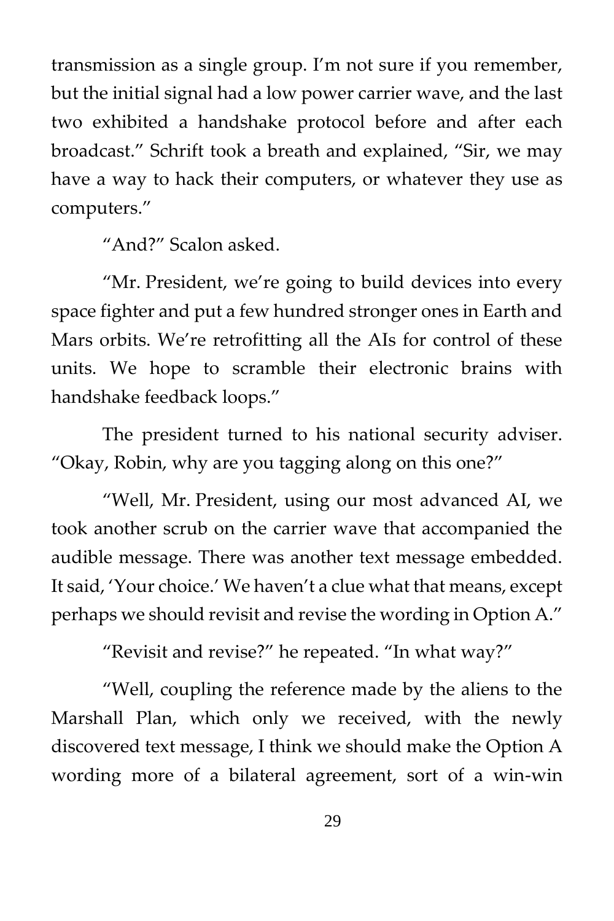transmission as a single group. I'm not sure if you remember, but the initial signal had a low power carrier wave, and the last two exhibited a handshake protocol before and after each broadcast." Schrift took a breath and explained, "Sir, we may have a way to hack their computers, or whatever they use as computers."

"And?" Scalon asked.

"Mr. President, we're going to build devices into every space fighter and put a few hundred stronger ones in Earth and Mars orbits. We're retrofitting all the AIs for control of these units. We hope to scramble their electronic brains with handshake feedback loops."

The president turned to his national security adviser. "Okay, Robin, why are you tagging along on this one?"

"Well, Mr. President, using our most advanced AI, we took another scrub on the carrier wave that accompanied the audible message. There was another text message embedded. It said, 'Your choice.' We haven't a clue what that means, except perhaps we should revisit and revise the wording in Option A."

"Revisit and revise?" he repeated. "In what way?"

"Well, coupling the reference made by the aliens to the Marshall Plan, which only we received, with the newly discovered text message, I think we should make the Option A wording more of a bilateral agreement, sort of a win-win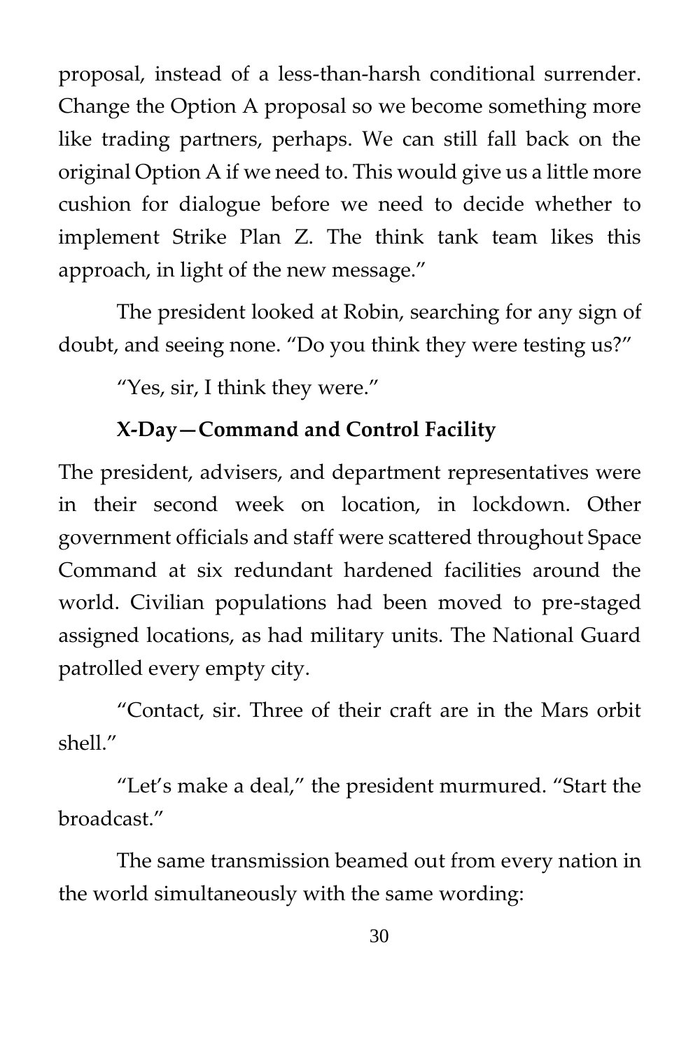proposal, instead of a less-than-harsh conditional surrender. Change the Option A proposal so we become something more like trading partners, perhaps. We can still fall back on the original Option A if we need to. This would give us a little more cushion for dialogue before we need to decide whether to implement Strike Plan Z. The think tank team likes this approach, in light of the new message."

The president looked at Robin, searching for any sign of doubt, and seeing none. "Do you think they were testing us?"

"Yes, sir, I think they were."

**X-Day—Command and Control Facility**

The president, advisers, and department representatives were in their second week on location, in lockdown. Other government officials and staff were scattered throughout Space Command at six redundant hardened facilities around the world. Civilian populations had been moved to pre-staged assigned locations, as had military units. The National Guard patrolled every empty city.

"Contact, sir. Three of their craft are in the Mars orbit shell."

"Let's make a deal," the president murmured. "Start the broadcast."

The same transmission beamed out from every nation in the world simultaneously with the same wording: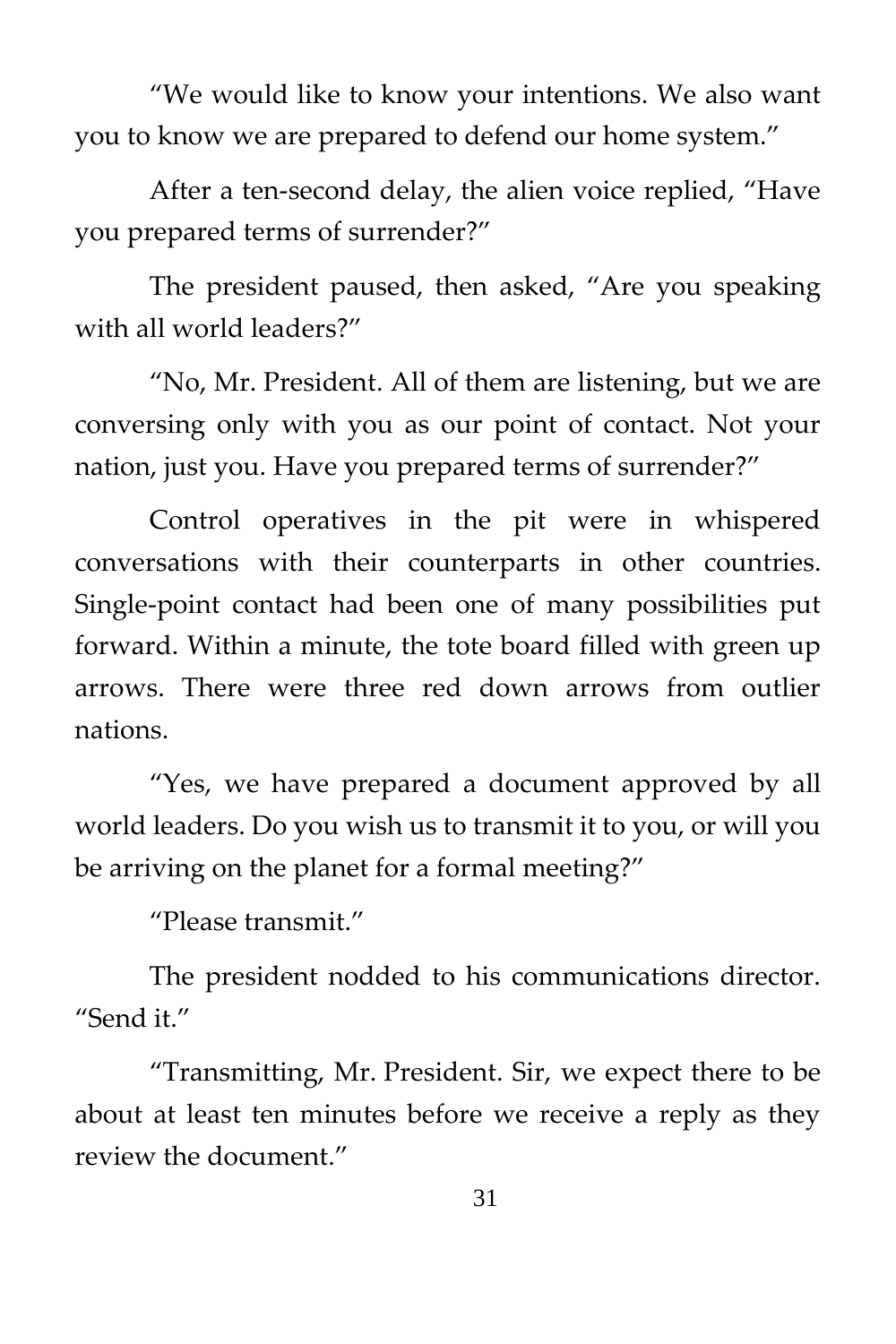"We would like to know your intentions. We also want you to know we are prepared to defend our home system."

After a ten-second delay, the alien voice replied, "Have you prepared terms of surrender?"

The president paused, then asked, "Are you speaking with all world leaders?"

"No, Mr. President. All of them are listening, but we are conversing only with you as our point of contact. Not your nation, just you. Have you prepared terms of surrender?"

Control operatives in the pit were in whispered conversations with their counterparts in other countries. Single-point contact had been one of many possibilities put forward. Within a minute, the tote board filled with green up arrows. There were three red down arrows from outlier nations.

"Yes, we have prepared a document approved by all world leaders. Do you wish us to transmit it to you, or will you be arriving on the planet for a formal meeting?"

"Please transmit."

The president nodded to his communications director. "Send it."

"Transmitting, Mr. President. Sir, we expect there to be about at least ten minutes before we receive a reply as they review the document."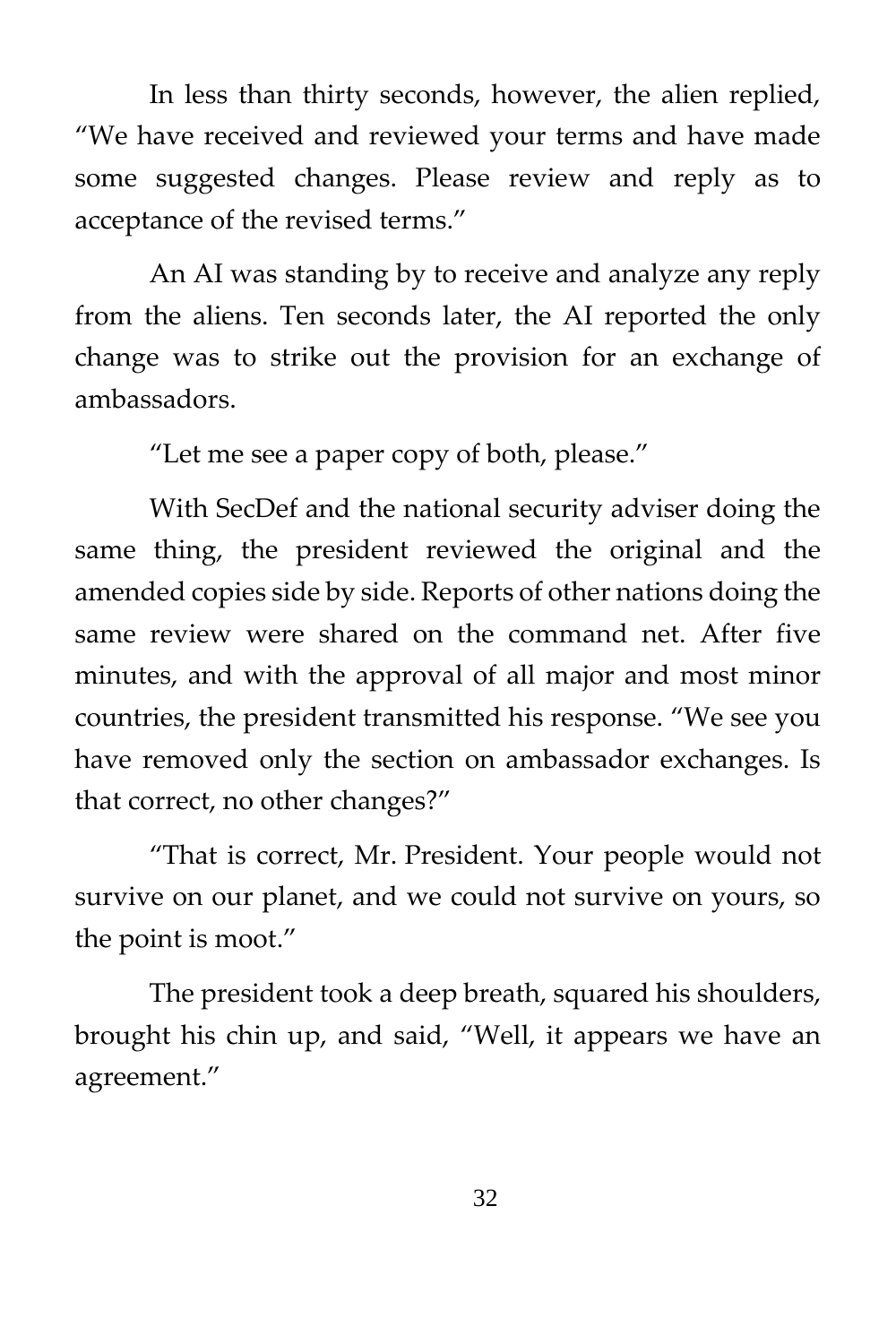In less than thirty seconds, however, the alien replied, "We have received and reviewed your terms and have made some suggested changes. Please review and reply as to acceptance of the revised terms."

An AI was standing by to receive and analyze any reply from the aliens. Ten seconds later, the AI reported the only change was to strike out the provision for an exchange of ambassadors.

"Let me see a paper copy of both, please."

With SecDef and the national security adviser doing the same thing, the president reviewed the original and the amended copies side by side. Reports of other nations doing the same review were shared on the command net. After five minutes, and with the approval of all major and most minor countries, the president transmitted his response. "We see you have removed only the section on ambassador exchanges. Is that correct, no other changes?"

"That is correct, Mr. President. Your people would not survive on our planet, and we could not survive on yours, so the point is moot."

The president took a deep breath, squared his shoulders, brought his chin up, and said, "Well, it appears we have an agreement."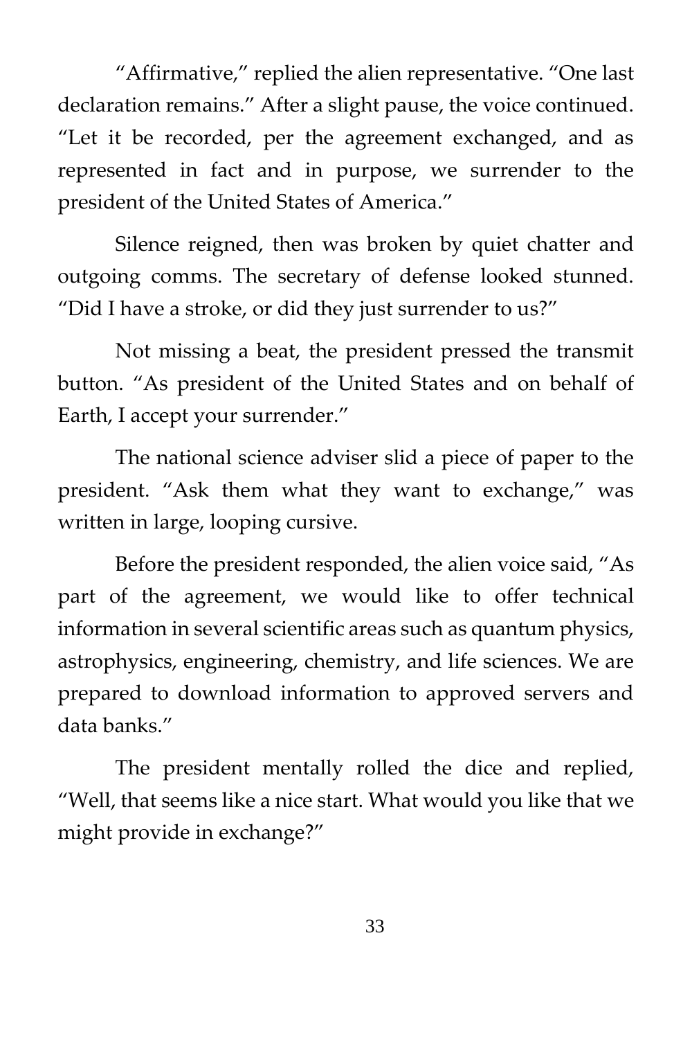"Affirmative," replied the alien representative. "One last declaration remains." After a slight pause, the voice continued. "Let it be recorded, per the agreement exchanged, and as represented in fact and in purpose, we surrender to the president of the United States of America."

Silence reigned, then was broken by quiet chatter and outgoing comms. The secretary of defense looked stunned. "Did I have a stroke, or did they just surrender to us?"

Not missing a beat, the president pressed the transmit button. "As president of the United States and on behalf of Earth, I accept your surrender."

The national science adviser slid a piece of paper to the president. "Ask them what they want to exchange," was written in large, looping cursive.

Before the president responded, the alien voice said, "As part of the agreement, we would like to offer technical information in several scientific areas such as quantum physics, astrophysics, engineering, chemistry, and life sciences. We are prepared to download information to approved servers and data banks."

The president mentally rolled the dice and replied, "Well, that seems like a nice start. What would you like that we might provide in exchange?"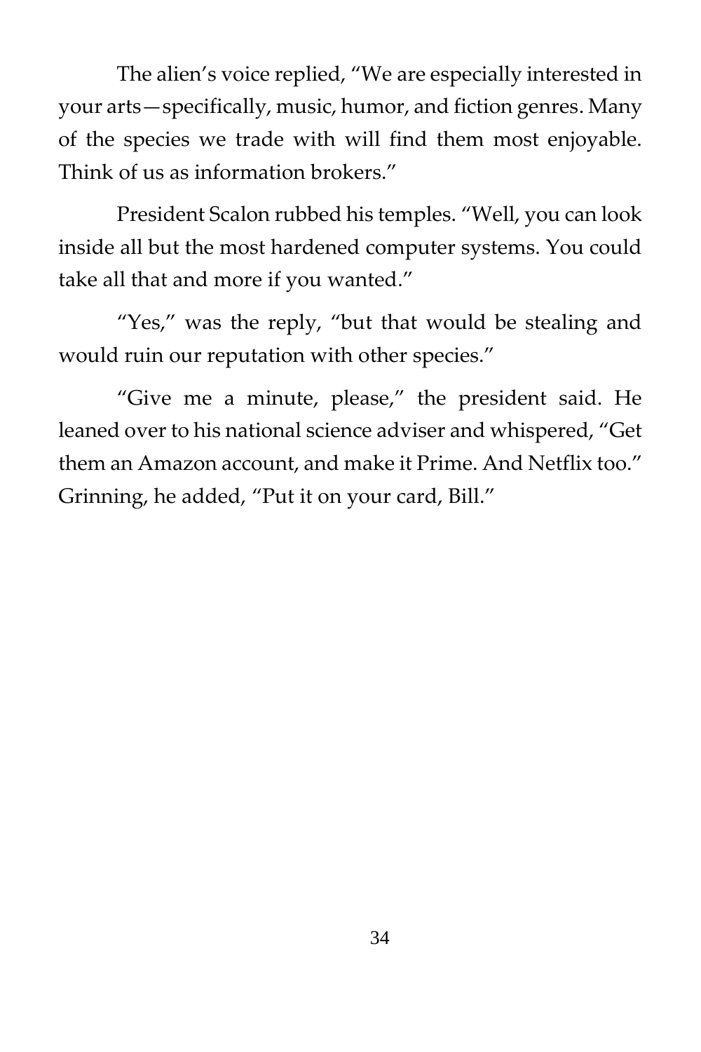The alien's voice replied, "We are especially interested in your arts—specifically, music, humor, and fiction genres. Many of the species we trade with will find them most enjoyable. Think of us as information brokers."

President Scalon rubbed his temples. "Well, you can look inside all but the most hardened computer systems. You could take all that and more if you wanted."

"Yes," was the reply, "but that would be stealing and would ruin our reputation with other species."

"Give me a minute, please," the president said. He leaned over to his national science adviser and whispered, "Get them an Amazon account, and make it Prime. And Netflix too." Grinning, he added, "Put it on your card, Bill."